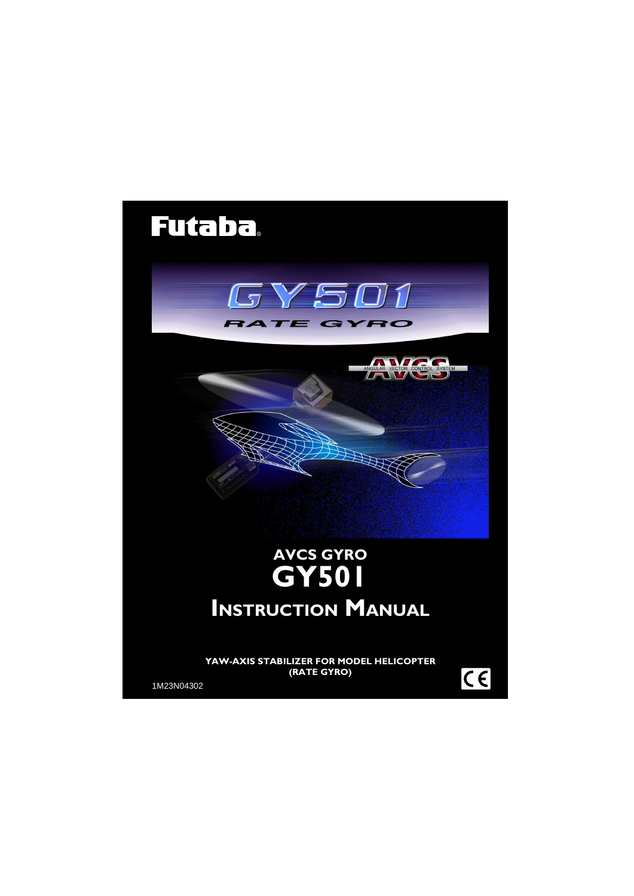Futaba

GY501

RATE GYRO

# AVCS GYRO
# GY501
# INSTRUCTION MANUAL

**YAW-AXIS STABILIZER FOR MODEL HELICOPTER**
**(RATE GYRO)**

1M23N04302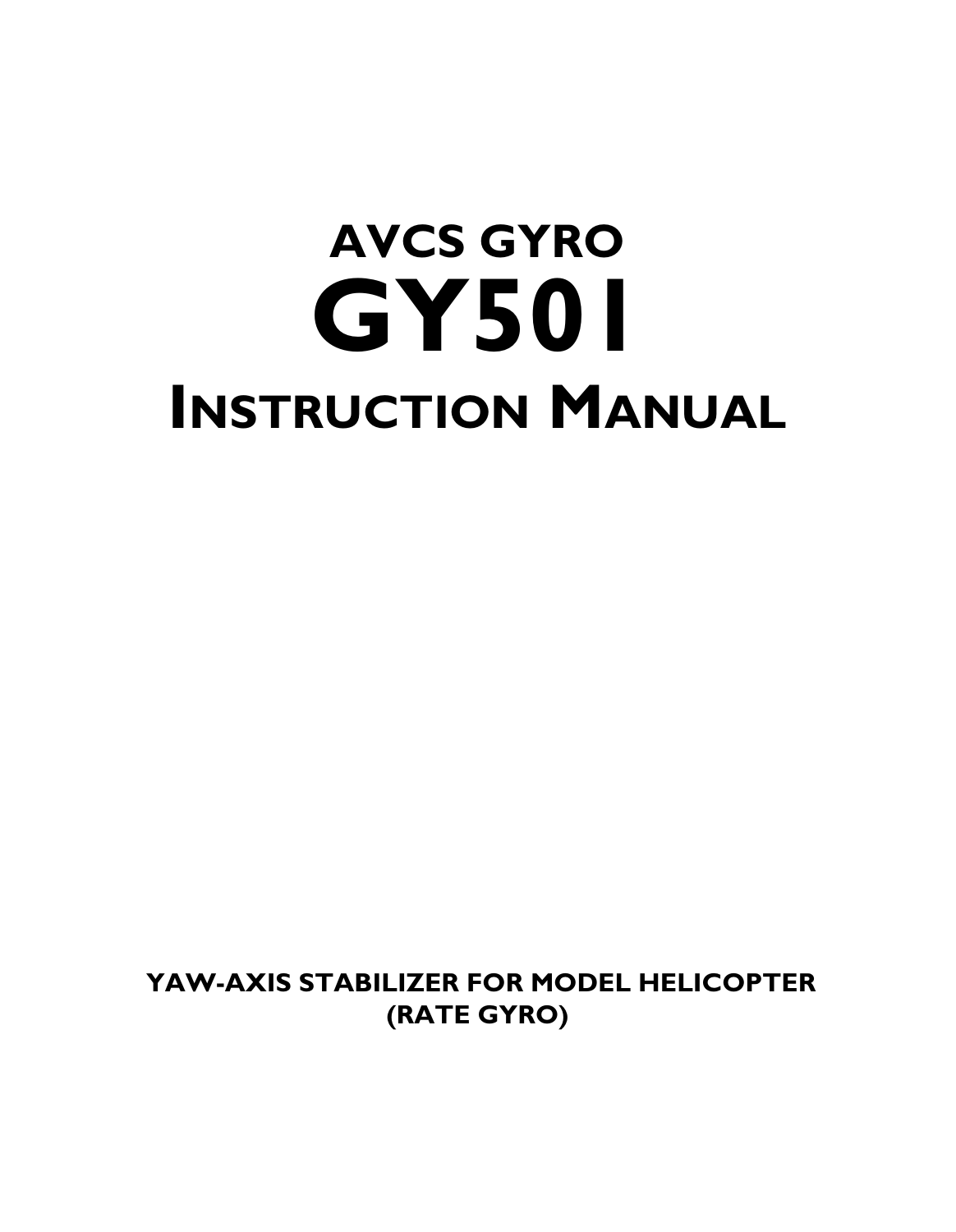# AVCS GYRO

# GY501

# INSTRUCTION MANUAL

**YAW-AXIS STABILIZER FOR MODEL HELICOPTER**
**(RATE GYRO)**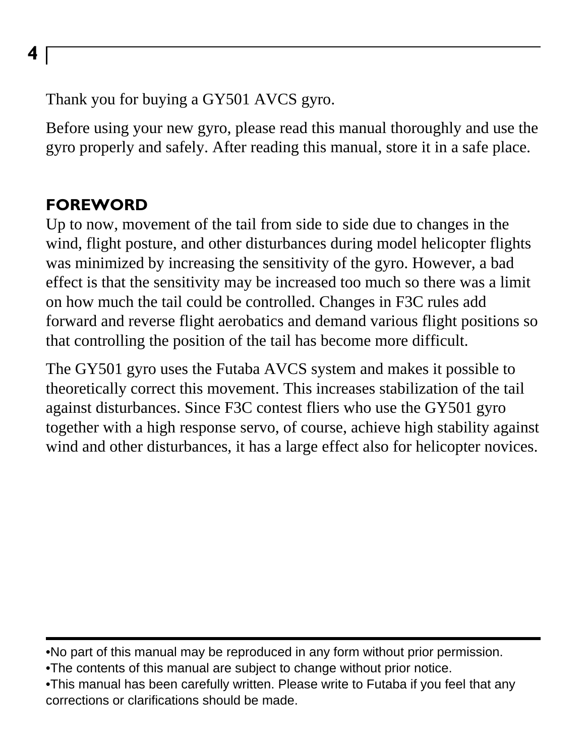Thank you for buying a GY501 AVCS gyro.

Before using your new gyro, please read this manual thoroughly and use the gyro properly and safely. After reading this manual, store it in a safe place.

## FOREWORD

Up to now, movement of the tail from side to side due to changes in the wind, flight posture, and other disturbances during model helicopter flights was minimized by increasing the sensitivity of the gyro. However, a bad effect is that the sensitivity may be increased too much so there was a limit on how much the tail could be controlled. Changes in F3C rules add forward and reverse flight aerobatics and demand various flight positions so that controlling the position of the tail has become more difficult.

The GY501 gyro uses the Futaba AVCS system and makes it possible to theoretically correct this movement. This increases stabilization of the tail against disturbances. Since F3C contest fliers who use the GY501 gyro together with a high response servo, of course, achieve high stability against wind and other disturbances, it has a large effect also for helicopter novices.

---

- No part of this manual may be reproduced in any form without prior permission.
- The contents of this manual are subject to change without prior notice.
- This manual has been carefully written. Please write to Futaba if you feel that any corrections or clarifications should be made.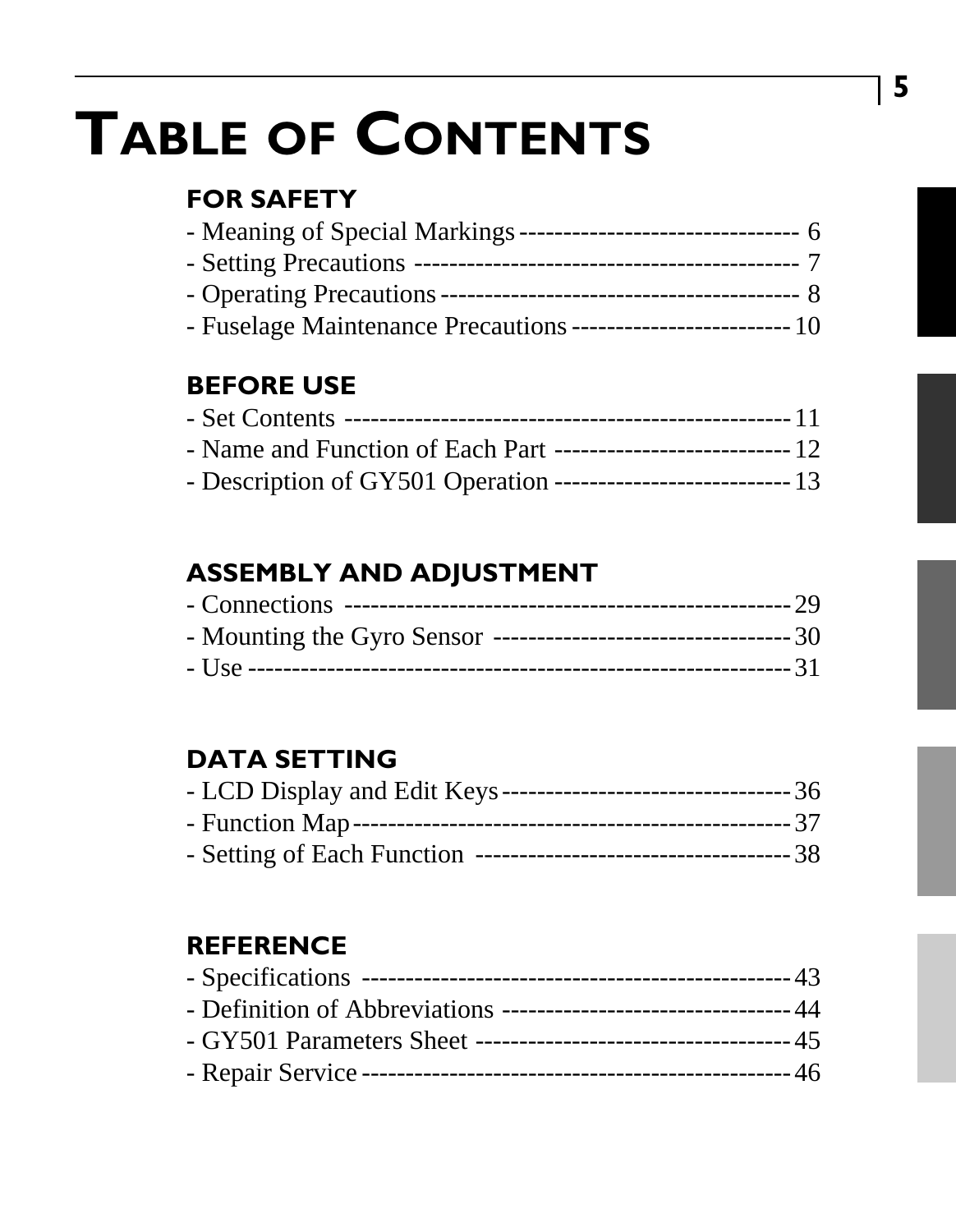# TABLE OF CONTENTS

## FOR SAFETY

- Meaning of Special Markings -------------------------------- 6
- Setting Precautions ----------------------------------------- 7
- Operating Precautions --------------------------------------- 8
- Fuselage Maintenance Precautions ------------------------- 10

## BEFORE USE

- Set Contents ----------------------------------------------- 11
- Name and Function of Each Part --------------------------- 12
- Description of GY501 Operation --------------------------- 13

## ASSEMBLY AND ADJUSTMENT

- Connections ------------------------------------------------ 29
- Mounting the Gyro Sensor -------------------------------- 30
- Use -------------------------------------------------------- 31

## DATA SETTING

- LCD Display and Edit Keys -------------------------------- 36
- Function Map --------------------------------------------- 37
- Setting of Each Function ---------------------------------- 38

## REFERENCE

- Specifications --------------------------------------------- 43
- Definition of Abbreviations -------------------------------- 44
- GY501 Parameters Sheet ---------------------------------- 45
- Repair Service --------------------------------------------- 46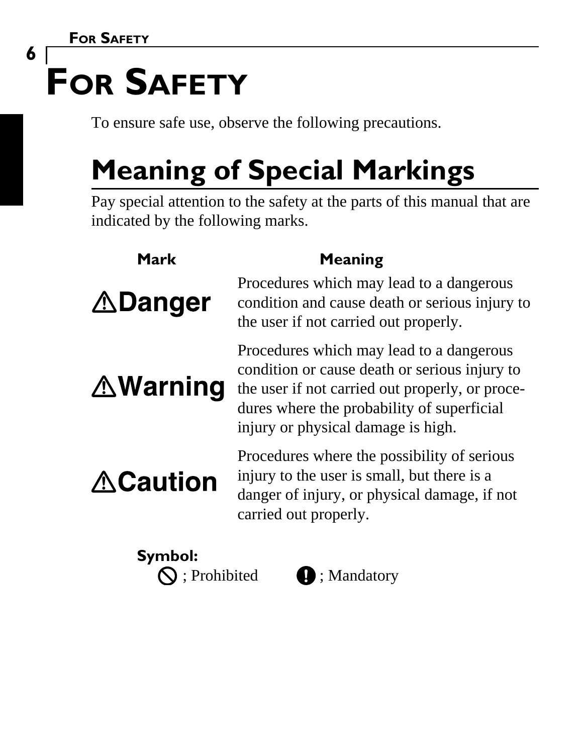# FOR SAFETY

To ensure safe use, observe the following precautions.

## Meaning of Special Markings

Pay special attention to the safety at the parts of this manual that are indicated by the following marks.

| Mark | Meaning |
| --- | --- |
| ⚠Danger | Procedures which may lead to a dangerous condition and cause death or serious injury to the user if not carried out properly. |
| ⚠Warning | Procedures which may lead to a dangerous condition or cause death or serious injury to the user if not carried out properly, or procedures where the probability of superficial injury or physical damage is high. |
| ⚠Caution | Procedures where the possibility of serious injury to the user is small, but there is a danger of injury, or physical damage, if not carried out properly. |

**Symbol:**

⃠ ; Prohibited    ❗ ; Mandatory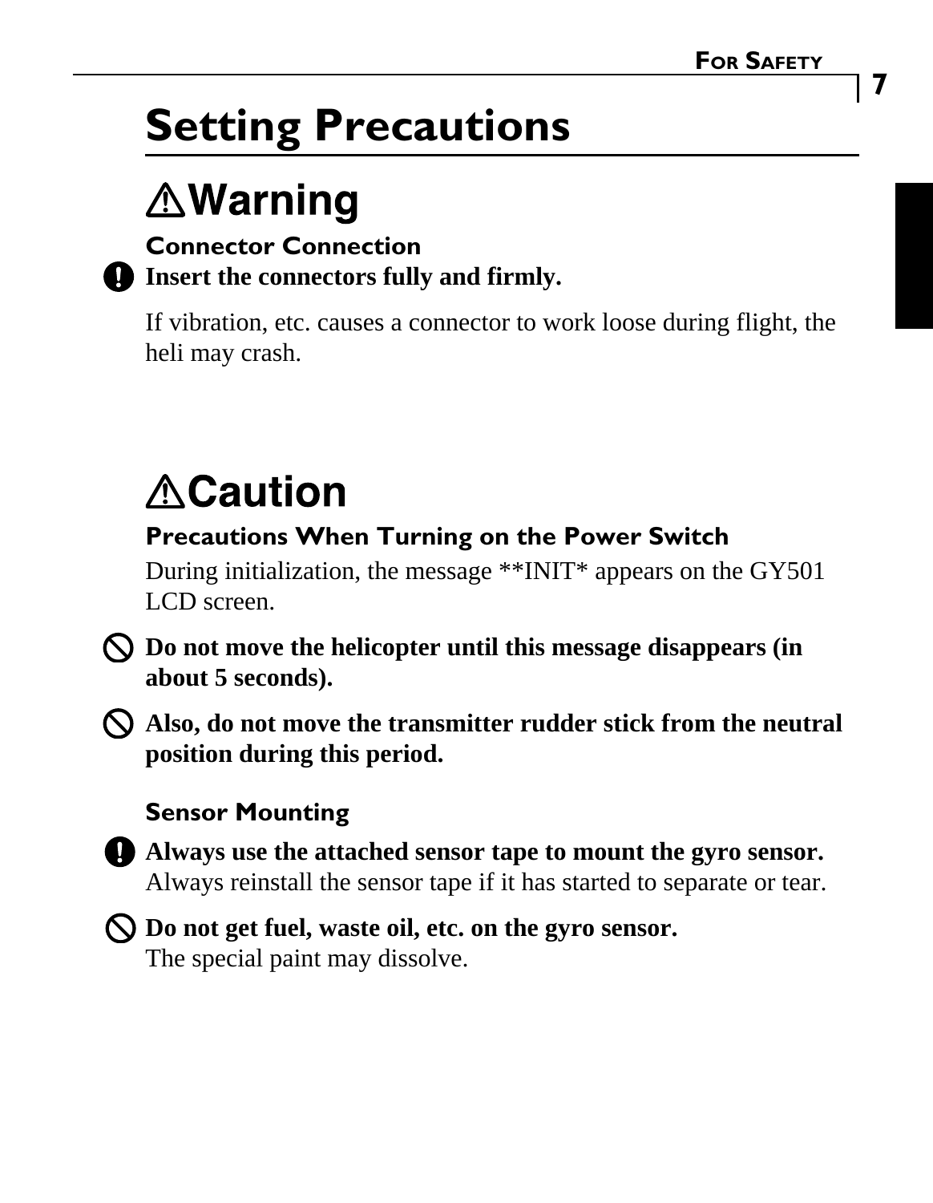# Setting Precautions

## ⚠Warning

### Connector Connection

**Insert the connectors fully and firmly.**

If vibration, etc. causes a connector to work loose during flight, the heli may crash.

## ⚠Caution

### Precautions When Turning on the Power Switch

During initialization, the message **INIT* appears on the GY501 LCD screen.

**Do not move the helicopter until this message disappears (in about 5 seconds).**

**Also, do not move the transmitter rudder stick from the neutral position during this period.**

### Sensor Mounting

**Always use the attached sensor tape to mount the gyro sensor.**
Always reinstall the sensor tape if it has started to separate or tear.

**Do not get fuel, waste oil, etc. on the gyro sensor.**
The special paint may dissolve.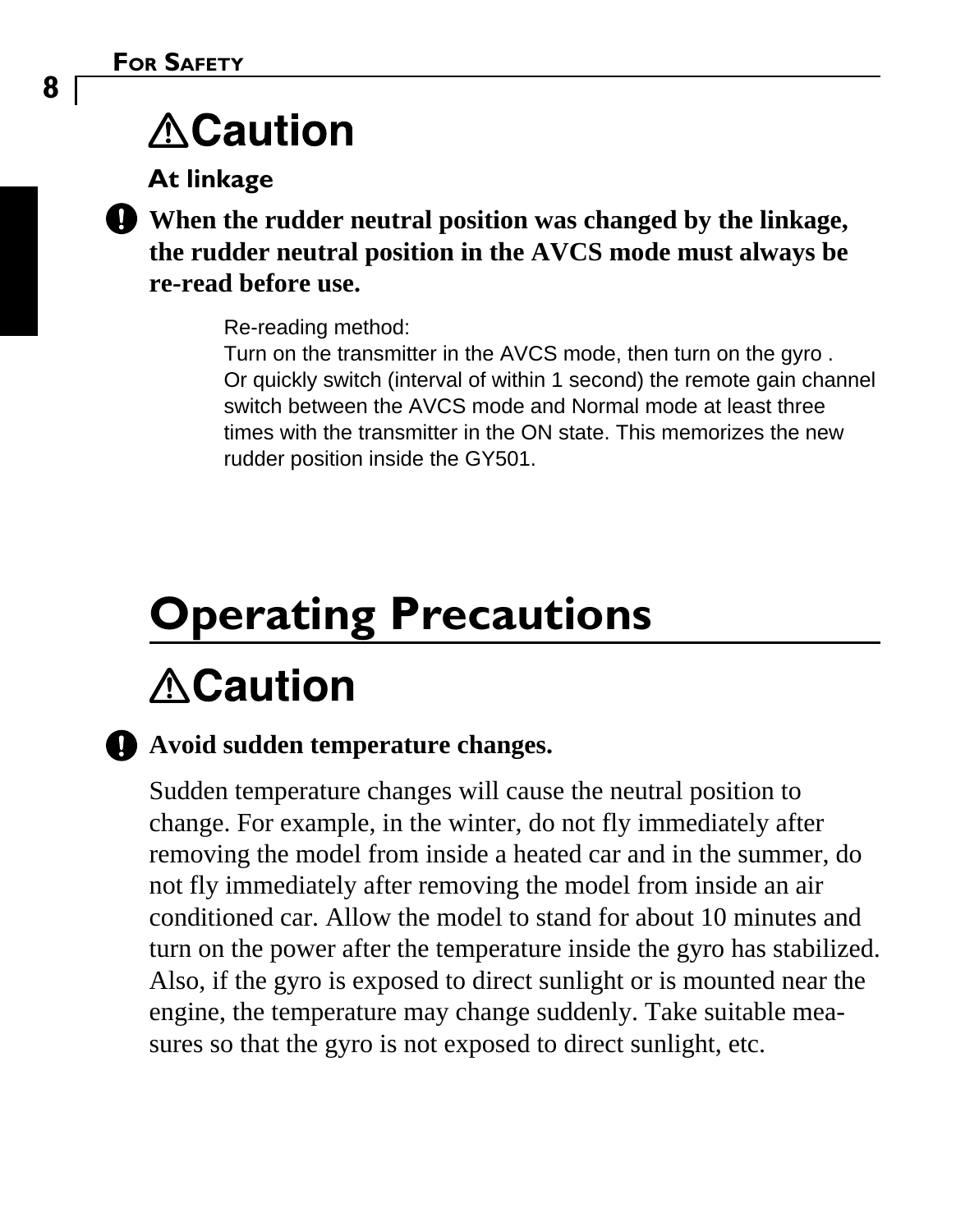## ⚠Caution

### At linkage

**When the rudder neutral position was changed by the linkage, the rudder neutral position in the AVCS mode must always be re-read before use.**

Re-reading method:
Turn on the transmitter in the AVCS mode, then turn on the gyro .
Or quickly switch (interval of within 1 second) the remote gain channel switch between the AVCS mode and Normal mode at least three times with the transmitter in the ON state. This memorizes the new rudder position inside the GY501.

# Operating Precautions

## ⚠Caution

**Avoid sudden temperature changes.**

Sudden temperature changes will cause the neutral position to change. For example, in the winter, do not fly immediately after removing the model from inside a heated car and in the summer, do not fly immediately after removing the model from inside an air conditioned car. Allow the model to stand for about 10 minutes and turn on the power after the temperature inside the gyro has stabilized. Also, if the gyro is exposed to direct sunlight or is mounted near the engine, the temperature may change suddenly. Take suitable measures so that the gyro is not exposed to direct sunlight, etc.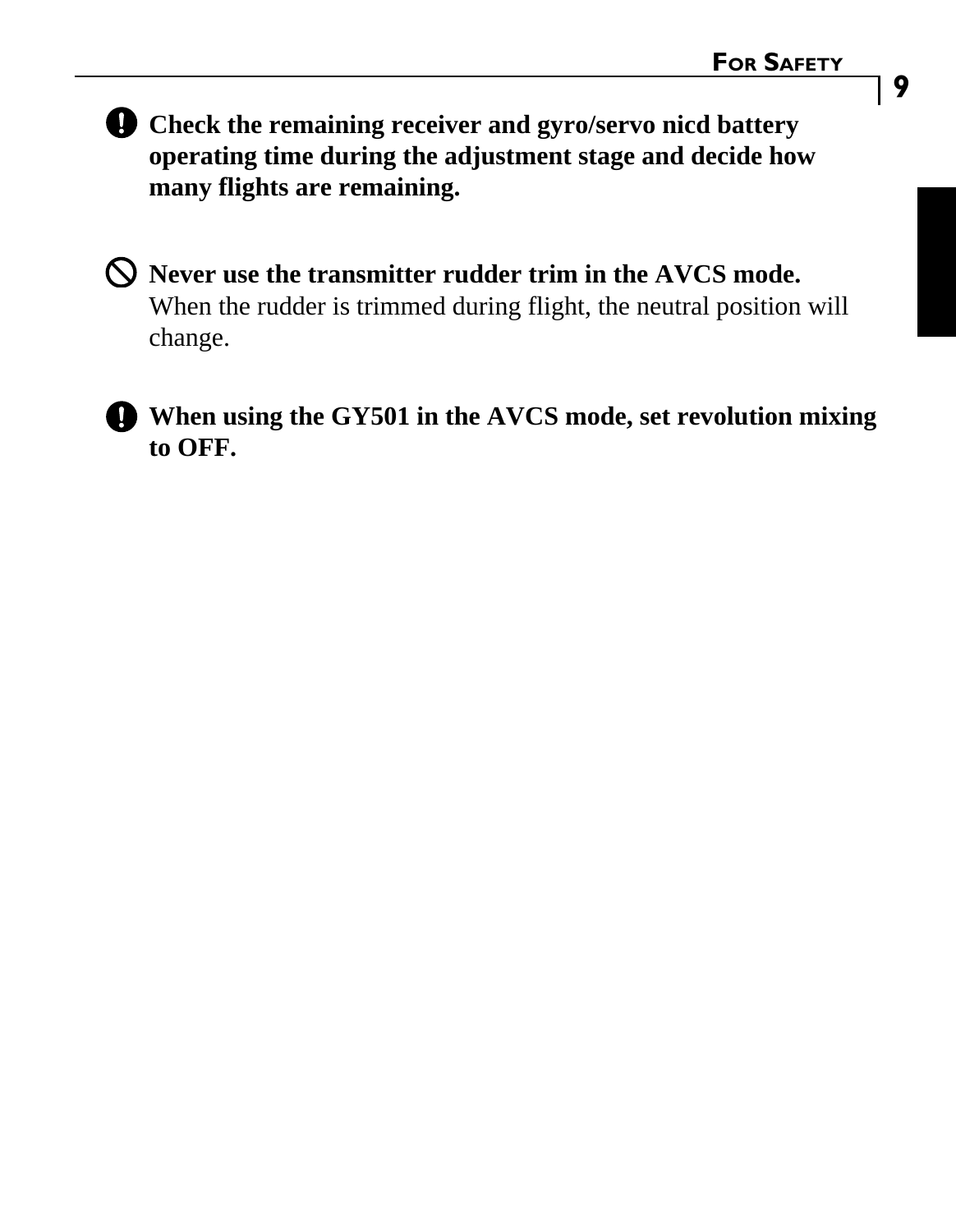**Check the remaining receiver and gyro/servo nicd battery operating time during the adjustment stage and decide how many flights are remaining.**

**Never use the transmitter rudder trim in the AVCS mode.**
When the rudder is trimmed during flight, the neutral position will change.

**When using the GY501 in the AVCS mode, set revolution mixing to OFF.**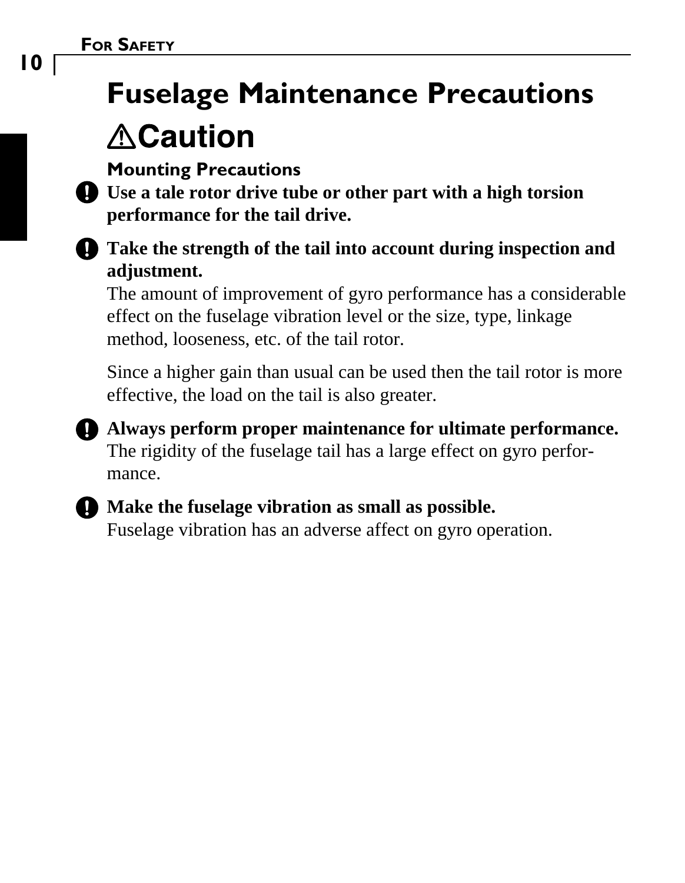# Fuselage Maintenance Precautions

## ⚠Caution

### Mounting Precautions

**Use a tale rotor drive tube or other part with a high torsion performance for the tail drive.**

**Take the strength of the tail into account during inspection and adjustment.**
The amount of improvement of gyro performance has a considerable effect on the fuselage vibration level or the size, type, linkage method, looseness, etc. of the tail rotor.

Since a higher gain than usual can be used then the tail rotor is more effective, the load on the tail is also greater.

**Always perform proper maintenance for ultimate performance.**
The rigidity of the fuselage tail has a large effect on gyro performance.

**Make the fuselage vibration as small as possible.**
Fuselage vibration has an adverse affect on gyro operation.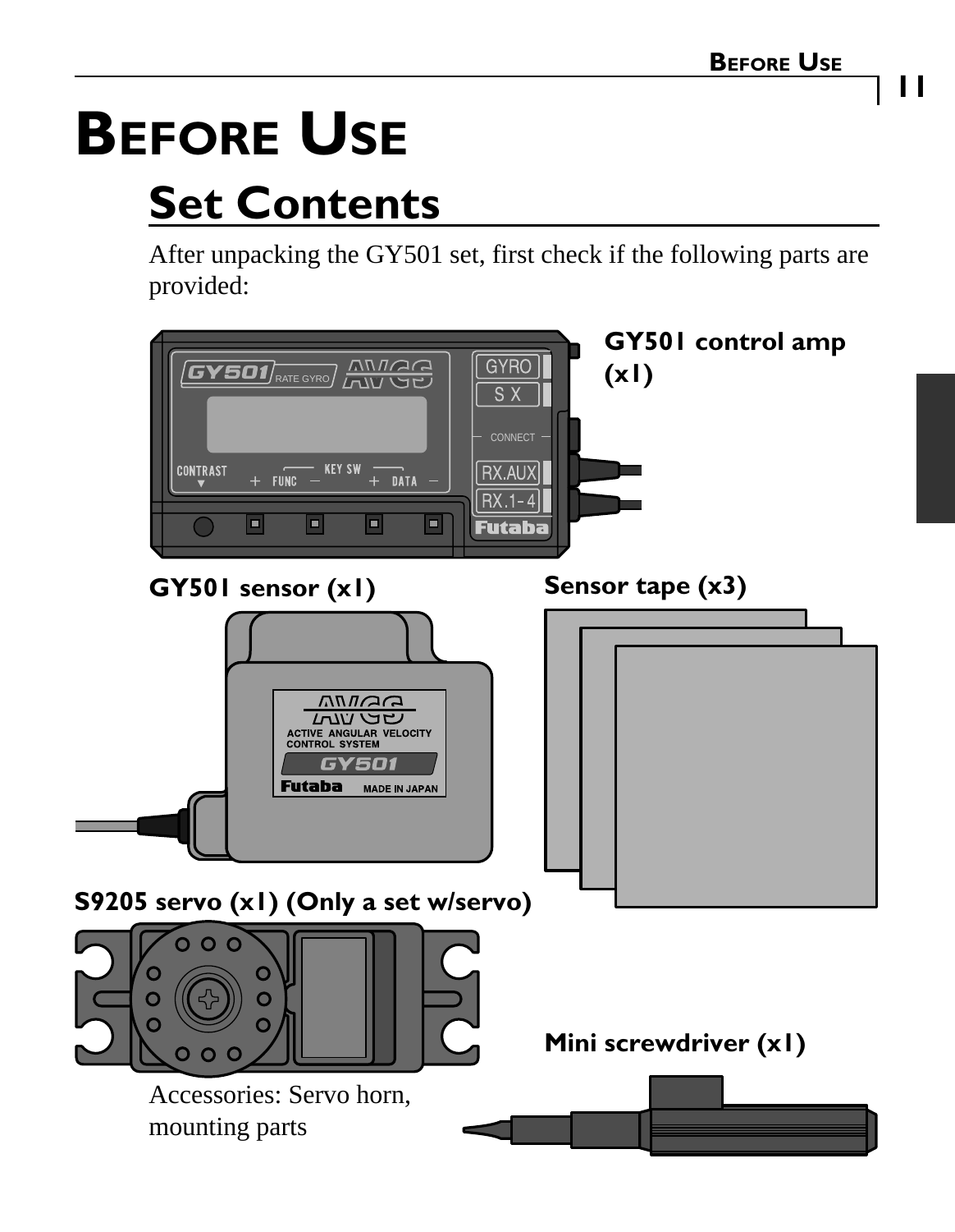# BEFORE USE

## Set Contents

After unpacking the GY501 set, first check if the following parts are provided:

**GY501 control amp (x1)**

**GY501 sensor (x1)**

**Sensor tape (x3)**

**S9205 servo (x1) (Only a set w/servo)**

Accessories: Servo horn, mounting parts

**Mini screwdriver (x1)**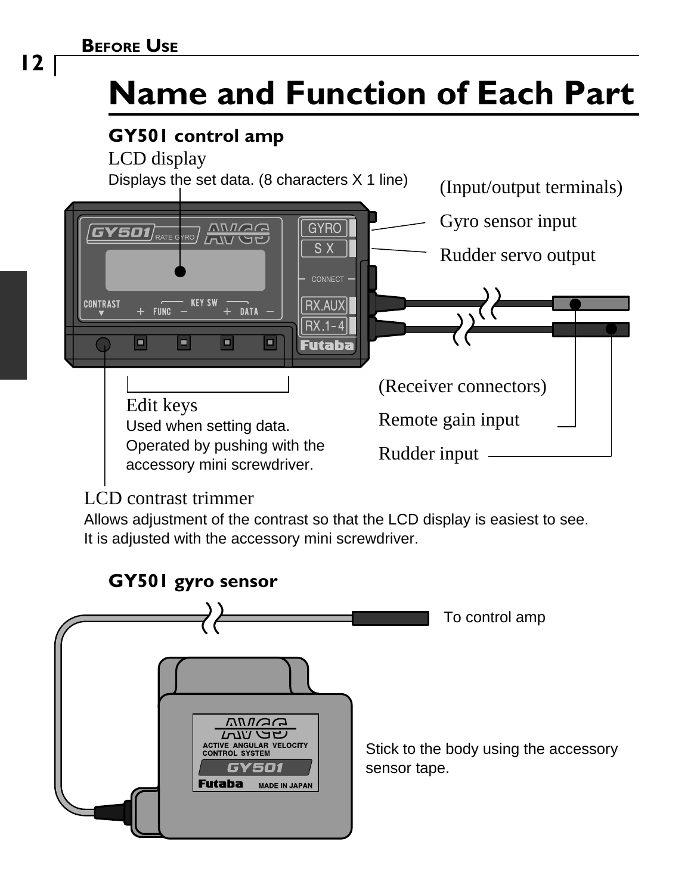# Name and Function of Each Part

## GY501 control amp

LCD display
Displays the set data. (8 characters X 1 line)

(Input/output terminals)

Gyro sensor input

Rudder servo output

(Receiver connectors)

Remote gain input

Rudder input

Edit keys
Used when setting data.
Operated by pushing with the accessory mini screwdriver.

LCD contrast trimmer
Allows adjustment of the contrast so that the LCD display is easiest to see.
It is adjusted with the accessory mini screwdriver.

## GY501 gyro sensor

To control amp

Stick to the body using the accessory sensor tape.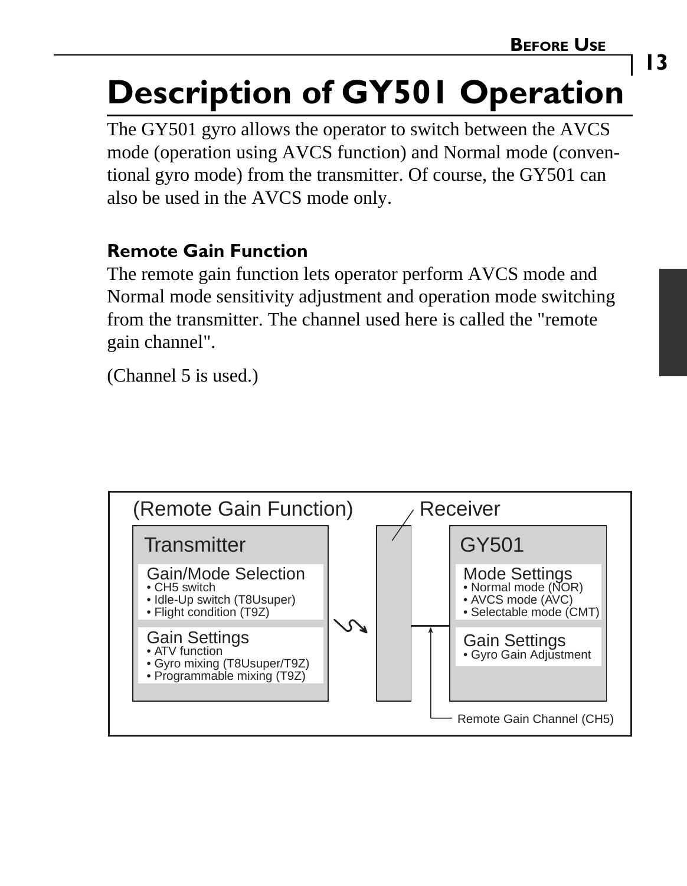# Description of GY501 Operation

The GY501 gyro allows the operator to switch between the AVCS mode (operation using AVCS function) and Normal mode (conventional gyro mode) from the transmitter. Of course, the GY501 can also be used in the AVCS mode only.

### Remote Gain Function

The remote gain function lets operator perform AVCS mode and Normal mode sensitivity adjustment and operation mode switching from the transmitter. The channel used here is called the "remote gain channel".

(Channel 5 is used.)

(Remote Gain Function)

**Transmitter**

Gain/Mode Selection
- CH5 switch
- Idle-Up switch (T8Usuper)
- Flight condition (T9Z)

Gain Settings
- ATV function
- Gyro mixing (T8Usuper/T9Z)
- Programmable mixing (T9Z)

**Receiver**

**GY501**

Mode Settings
- Normal mode (NOR)
- AVCS mode (AVC)
- Selectable mode (CMT)

Gain Settings
- Gyro Gain Adjustment

Remote Gain Channel (CH5)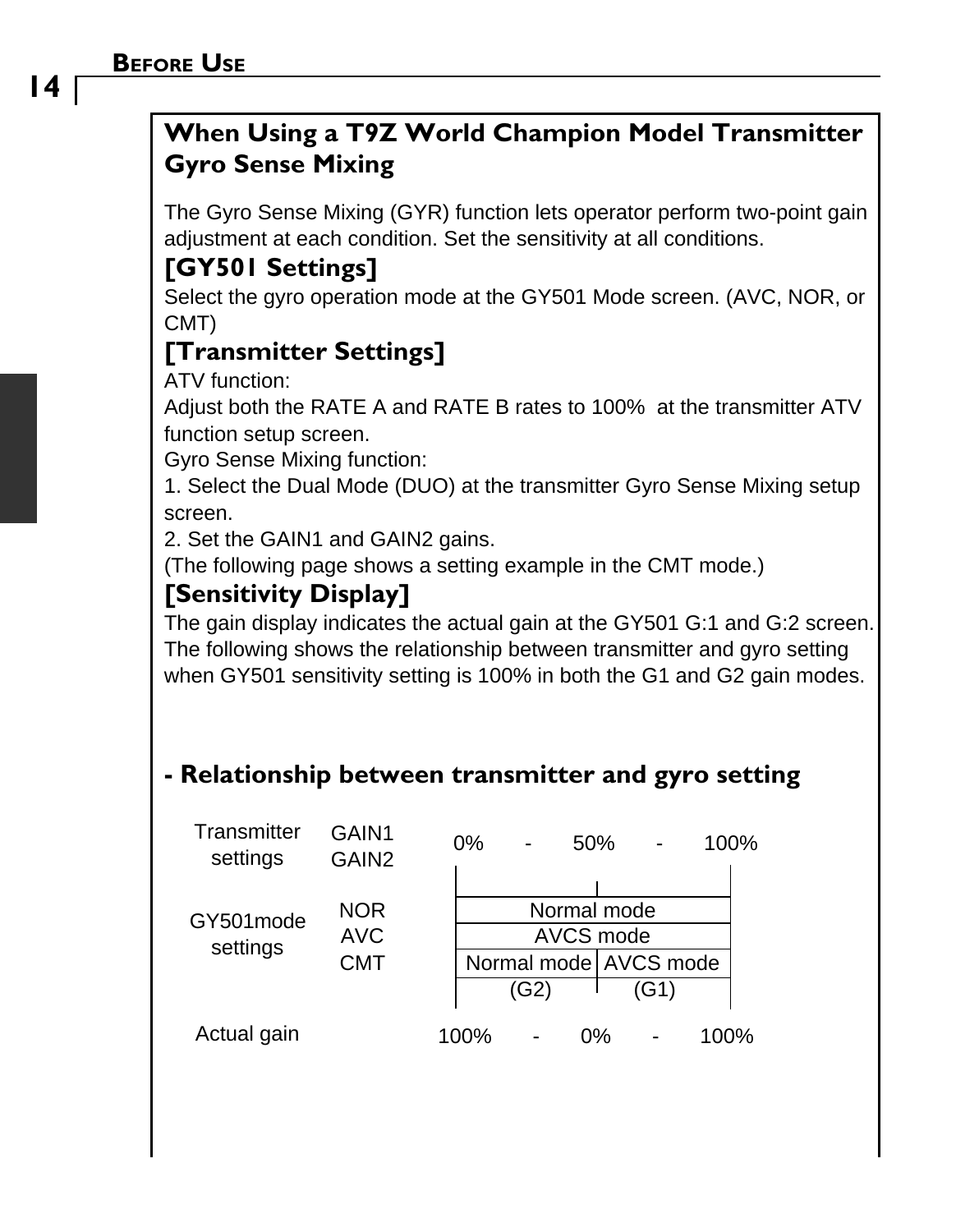## When Using a T9Z World Champion Model Transmitter Gyro Sense Mixing

The Gyro Sense Mixing (GYR) function lets operator perform two-point gain adjustment at each condition. Set the sensitivity at all conditions.

### [GY501 Settings]

Select the gyro operation mode at the GY501 Mode screen. (AVC, NOR, or CMT)

### [Transmitter Settings]

ATV function:

Adjust both the RATE A and RATE B rates to 100% at the transmitter ATV function setup screen.

Gyro Sense Mixing function:

1. Select the Dual Mode (DUO) at the transmitter Gyro Sense Mixing setup screen.
2. Set the GAIN1 and GAIN2 gains.

(The following page shows a setting example in the CMT mode.)

### [Sensitivity Display]

The gain display indicates the actual gain at the GY501 G:1 and G:2 screen. The following shows the relationship between transmitter and gyro setting when GY501 sensitivity setting is 100% in both the G1 and G2 gain modes.

### - Relationship between transmitter and gyro setting

| Transmitter settings | GAIN1 GAIN2 | 0% - 50% | - 100% |
|---|---|---|---|
| GY501mode settings | NOR | Normal mode | |
| | AVC | AVCS mode | |
| | CMT | Normal mode (G2) | AVCS mode (G1) |
| Actual gain | | 100% - 0% | - 100% |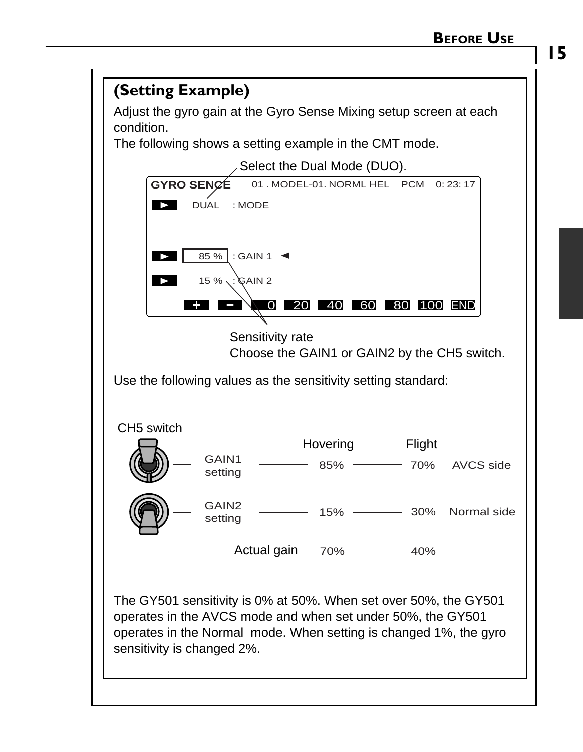### (Setting Example)

Adjust the gyro gain at the Gyro Sense Mixing setup screen at each condition.

The following shows a setting example in the CMT mode.

Select the Dual Mode (DUO).

```
GYRO SENCE    01 . MODEL-01. NORML HEL   PCM   0: 23: 17
▶   DUAL   : MODE

▶   85 %   : GAIN 1 ◀
▶   15 %   : GAIN 2
    +   −   0   20   40   60   80   100   END
```

Sensitivity rate
Choose the GAIN1 or GAIN2 by the CH5 switch.

Use the following values as the sensitivity setting standard:

CH5 switch

| | Hovering | Flight | |
|---|---|---|---|
| GAIN1 setting | 85% | 70% | AVCS side |
| GAIN2 setting | 15% | 30% | Normal side |
| Actual gain | 70% | 40% | |

The GY501 sensitivity is 0% at 50%. When set over 50%, the GY501 operates in the AVCS mode and when set under 50%, the GY501 operates in the Normal mode. When setting is changed 1%, the gyro sensitivity is changed 2%.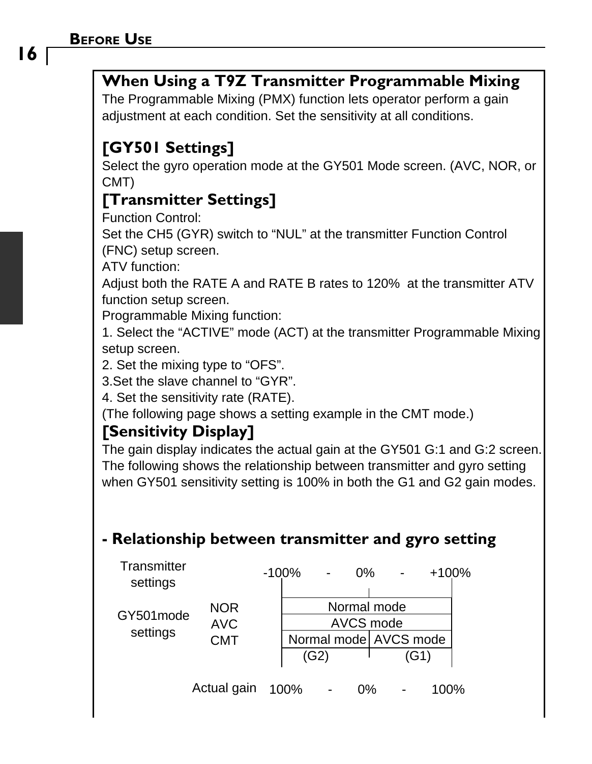## When Using a T9Z Transmitter Programmable Mixing

The Programmable Mixing (PMX) function lets operator perform a gain adjustment at each condition. Set the sensitivity at all conditions.

### [GY501 Settings]

Select the gyro operation mode at the GY501 Mode screen. (AVC, NOR, or CMT)

### [Transmitter Settings]

Function Control:
Set the CH5 (GYR) switch to “NUL” at the transmitter Function Control (FNC) setup screen.
ATV function:
Adjust both the RATE A and RATE B rates to 120% at the transmitter ATV function setup screen.
Programmable Mixing function:
1. Select the “ACTIVE” mode (ACT) at the transmitter Programmable Mixing setup screen.
2. Set the mixing type to “OFS”.
3.Set the slave channel to “GYR”.
4. Set the sensitivity rate (RATE).
(The following page shows a setting example in the CMT mode.)

### [Sensitivity Display]

The gain display indicates the actual gain at the GY501 G:1 and G:2 screen. The following shows the relationship between transmitter and gyro setting when GY501 sensitivity setting is 100% in both the G1 and G2 gain modes.

### - Relationship between transmitter and gyro setting

| Transmitter settings | | -100% - 0% | 0% - +100% |
|---|---|---|---|
| GY501mode settings | NOR | Normal mode | |
| | AVC | AVCS mode | |
| | CMT | Normal mode (G2) | AVCS mode (G1) |
| | Actual gain | 100% - 0% | 0% - 100% |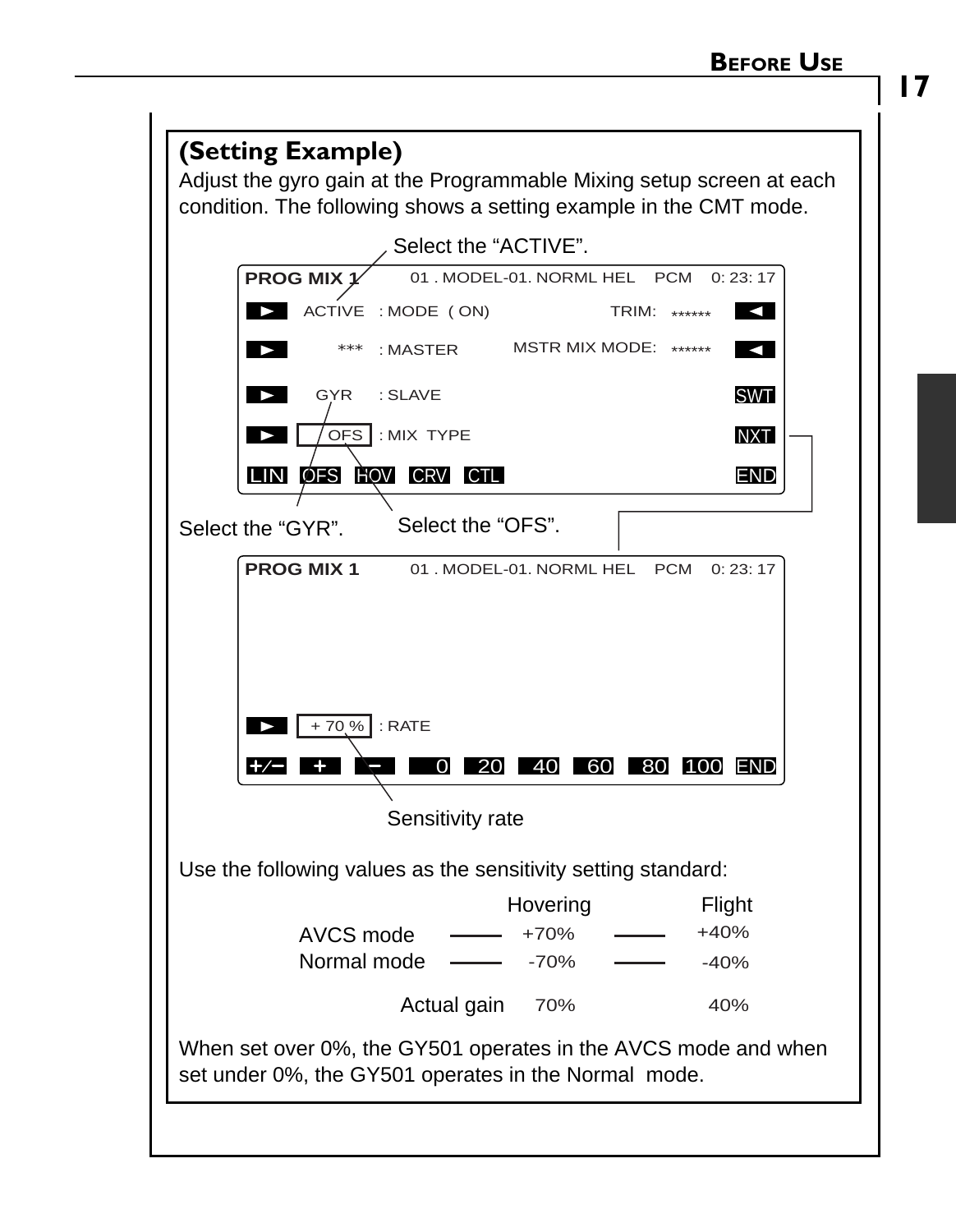## (Setting Example)

Adjust the gyro gain at the Programmable Mixing setup screen at each condition. The following shows a setting example in the CMT mode.

Select the “ACTIVE”.

```
PROG MIX 1        01 . MODEL-01. NORML HEL   PCM   0: 23: 17
►  ACTIVE  : MODE  ( ON)              TRIM:  ******        ◄
►     ***  : MASTER          MSTR MIX MODE:  ******        ◄
►     GYR  : SLAVE                                        SWT
►  [ OFS ] : MIX  TYPE                                    NXT
LIN  OFS  HOV  CRV  CTL                                   END
```

Select the “GYR”. Select the “OFS”.

```
PROG MIX 1        01 . MODEL-01. NORML HEL   PCM   0: 23: 17

►  [ + 70 % ] : RATE
+/−   +   −   0   20   40   60   80   100   END
```

Sensitivity rate

Use the following values as the sensitivity setting standard:

| | Hovering | Flight |
|---|---|---|
| AVCS mode | +70% | +40% |
| Normal mode | -70% | -40% |
| Actual gain | 70% | 40% |

When set over 0%, the GY501 operates in the AVCS mode and when set under 0%, the GY501 operates in the Normal mode.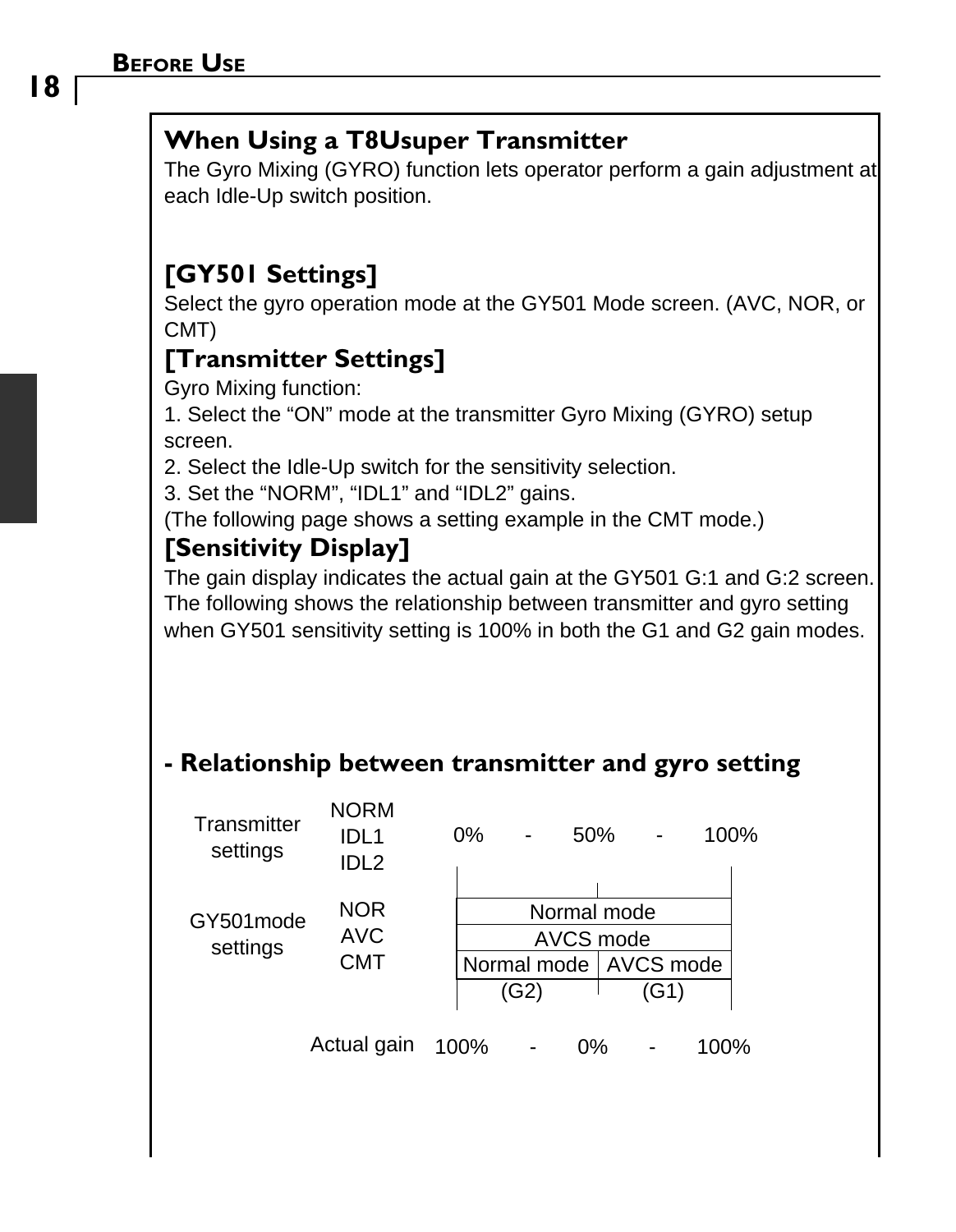## When Using a T8Usuper Transmitter

The Gyro Mixing (GYRO) function lets operator perform a gain adjustment at each Idle-Up switch position.

### [GY501 Settings]

Select the gyro operation mode at the GY501 Mode screen. (AVC, NOR, or CMT)

### [Transmitter Settings]

Gyro Mixing function:

1. Select the "ON" mode at the transmitter Gyro Mixing (GYRO) setup screen.
2. Select the Idle-Up switch for the sensitivity selection.
3. Set the "NORM", "IDL1" and "IDL2" gains.

(The following page shows a setting example in the CMT mode.)

### [Sensitivity Display]

The gain display indicates the actual gain at the GY501 G:1 and G:2 screen. The following shows the relationship between transmitter and gyro setting when GY501 sensitivity setting is 100% in both the G1 and G2 gain modes.

### - Relationship between transmitter and gyro setting

| | | 0% - 50% | 50% - 100% |
|---|---|---|---|
| Transmitter settings | NORM / IDL1 / IDL2 | 0% - 50% | 50% - 100% |
| GY501mode settings | NOR | Normal mode | |
| | AVC | AVCS mode | |
| | CMT | Normal mode (G2) | AVCS mode (G1) |
| Actual gain | | 100% - 0% | 0% - 100% |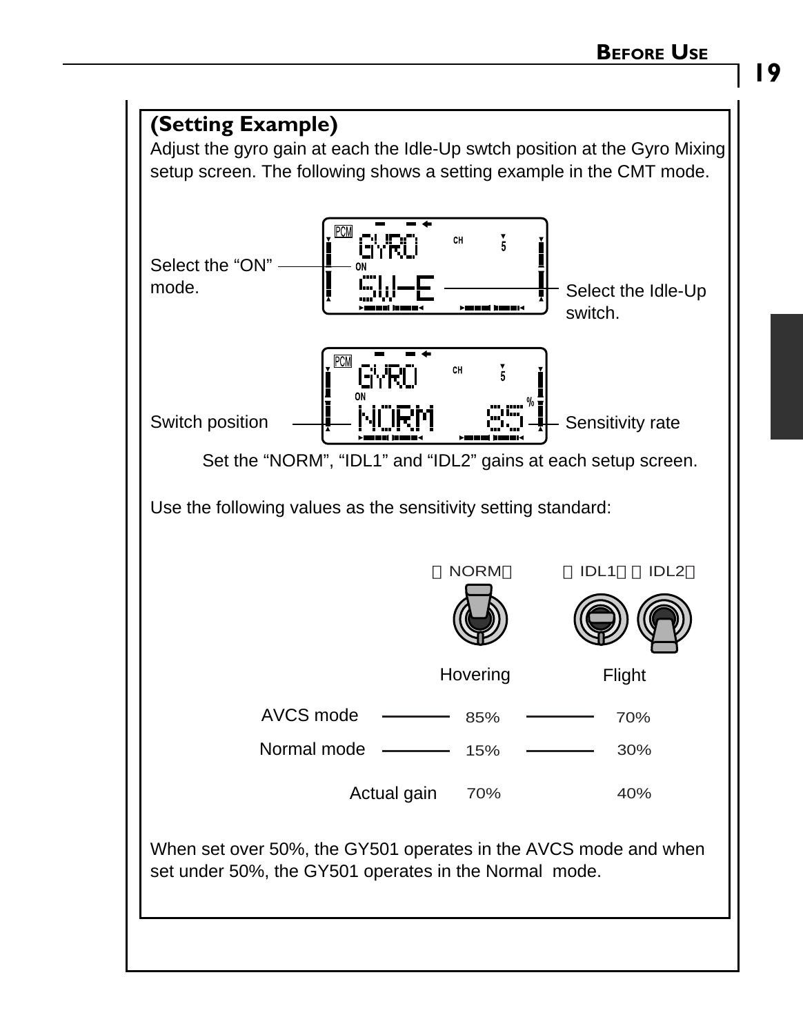## (Setting Example)

Adjust the gyro gain at each the Idle-Up swtch position at the Gyro Mixing setup screen. The following shows a setting example in the CMT mode.

Select the "ON" mode.

Select the Idle-Up switch.

Switch position

Sensitivity rate

Set the "NORM", "IDL1" and "IDL2" gains at each setup screen.

Use the following values as the sensitivity setting standard:

| | 〈NORM〉 Hovering | 〈IDL1〉〈IDL2〉 Flight |
|---|---|---|
| AVCS mode | 85% | 70% |
| Normal mode | 15% | 30% |
| Actual gain | 70% | 40% |

When set over 50%, the GY501 operates in the AVCS mode and when set under 50%, the GY501 operates in the Normal mode.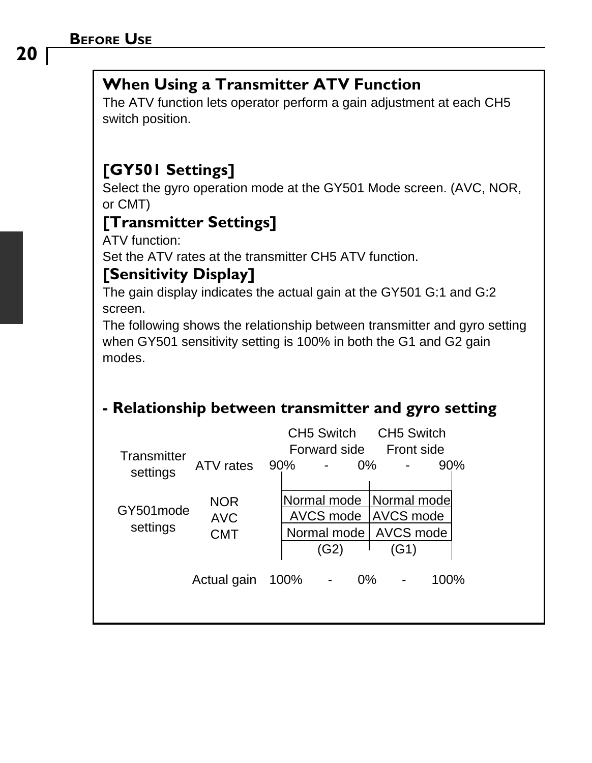## When Using a Transmitter ATV Function

The ATV function lets operator perform a gain adjustment at each CH5 switch position.

### [GY501 Settings]

Select the gyro operation mode at the GY501 Mode screen. (AVC, NOR, or CMT)

### [Transmitter Settings]

ATV function:
Set the ATV rates at the transmitter CH5 ATV function.

### [Sensitivity Display]

The gain display indicates the actual gain at the GY501 G:1 and G:2 screen.
The following shows the relationship between transmitter and gyro setting when GY501 sensitivity setting is 100% in both the G1 and G2 gain modes.

### - Relationship between transmitter and gyro setting

| | | CH5 Switch Forward side | CH5 Switch Front side |
|---|---|---|---|
| Transmitter settings | ATV rates | 90% - 0% | 0% - 90% |
| GY501mode settings | NOR | Normal mode | Normal mode |
| | AVC | AVCS mode | AVCS mode |
| | CMT | Normal mode (G2) | AVCS mode (G1) |
| | Actual gain | 100% - 0% | 0% - 100% |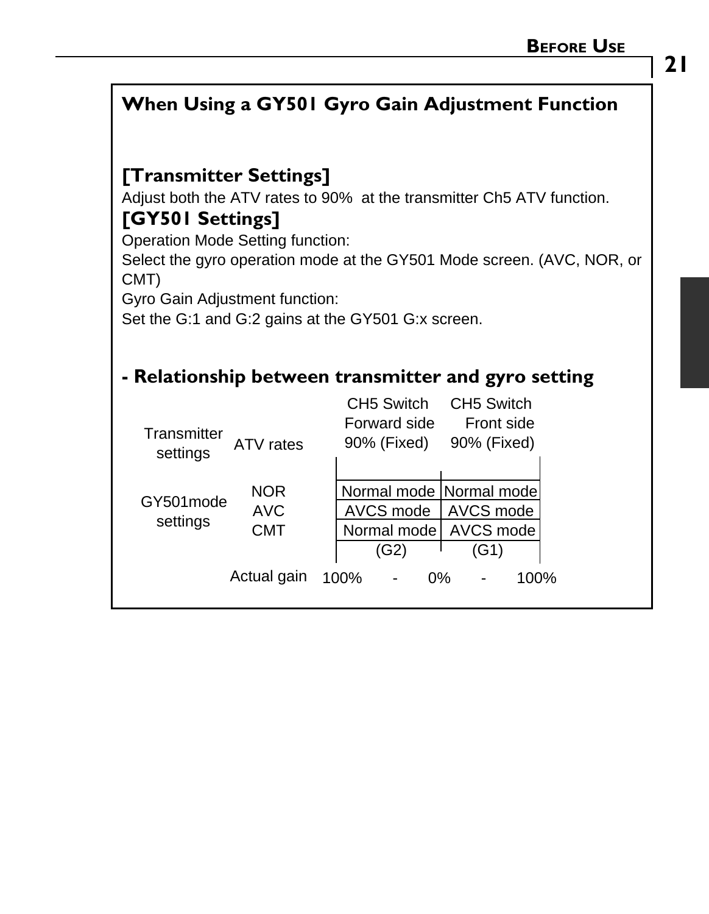## When Using a GY501 Gyro Gain Adjustment Function

### [Transmitter Settings]

Adjust both the ATV rates to 90% at the transmitter Ch5 ATV function.

### [GY501 Settings]

Operation Mode Setting function:
Select the gyro operation mode at the GY501 Mode screen. (AVC, NOR, or CMT)
Gyro Gain Adjustment function:
Set the G:1 and G:2 gains at the GY501 G:x screen.

### - Relationship between transmitter and gyro setting

| | | CH5 Switch Forward side | CH5 Switch Front side |
|---|---|---|---|
| Transmitter settings | ATV rates | 90% (Fixed) | 90% (Fixed) |
| GY501mode settings | NOR | Normal mode | Normal mode |
| | AVC | AVCS mode | AVCS mode |
| | CMT | Normal mode | AVCS mode |
| | | (G2) | (G1) |
| | Actual gain | 100% - 0% | 0% - 100% |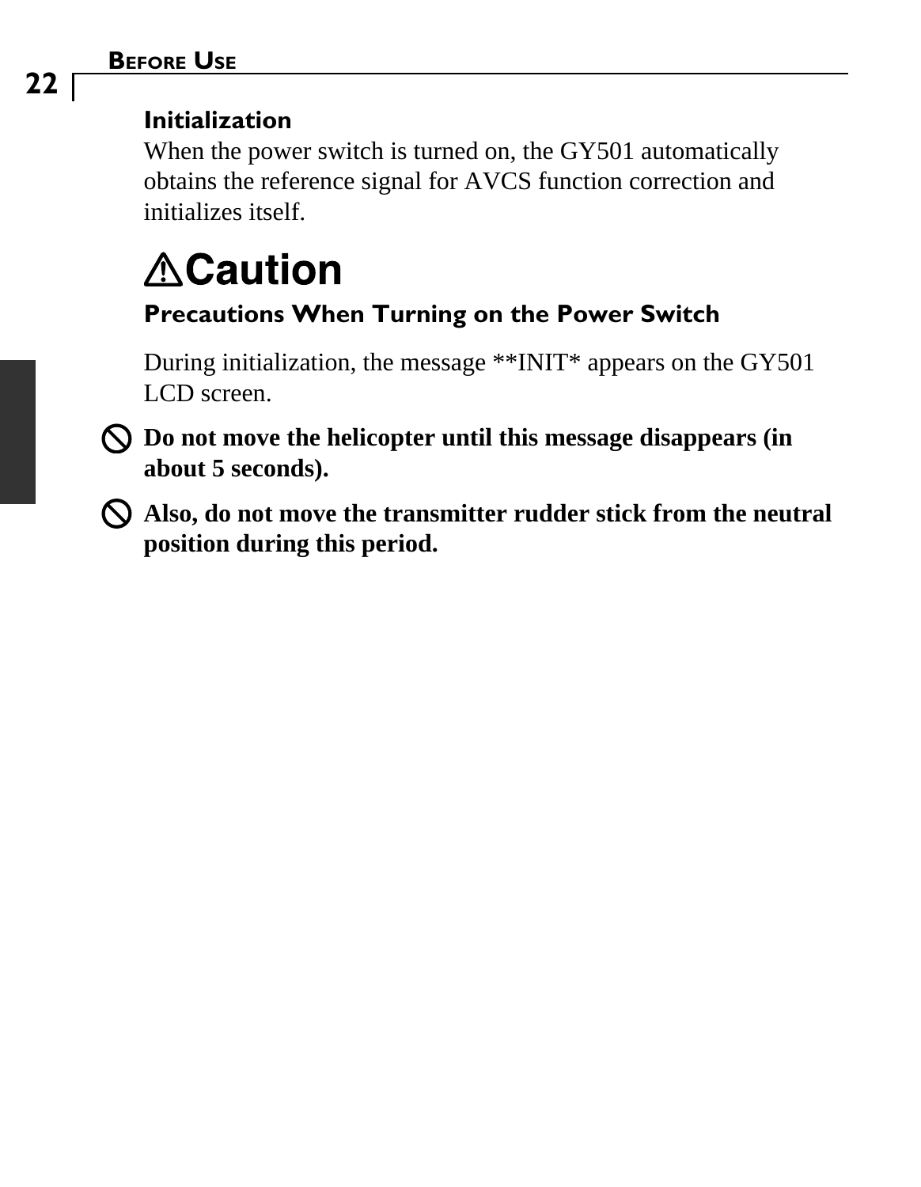### Initialization

When the power switch is turned on, the GY501 automatically obtains the reference signal for AVCS function correction and initializes itself.

## ⚠Caution

### Precautions When Turning on the Power Switch

During initialization, the message **INIT* appears on the GY501 LCD screen.

⃠ **Do not move the helicopter until this message disappears (in about 5 seconds).**

⃠ **Also, do not move the transmitter rudder stick from the neutral position during this period.**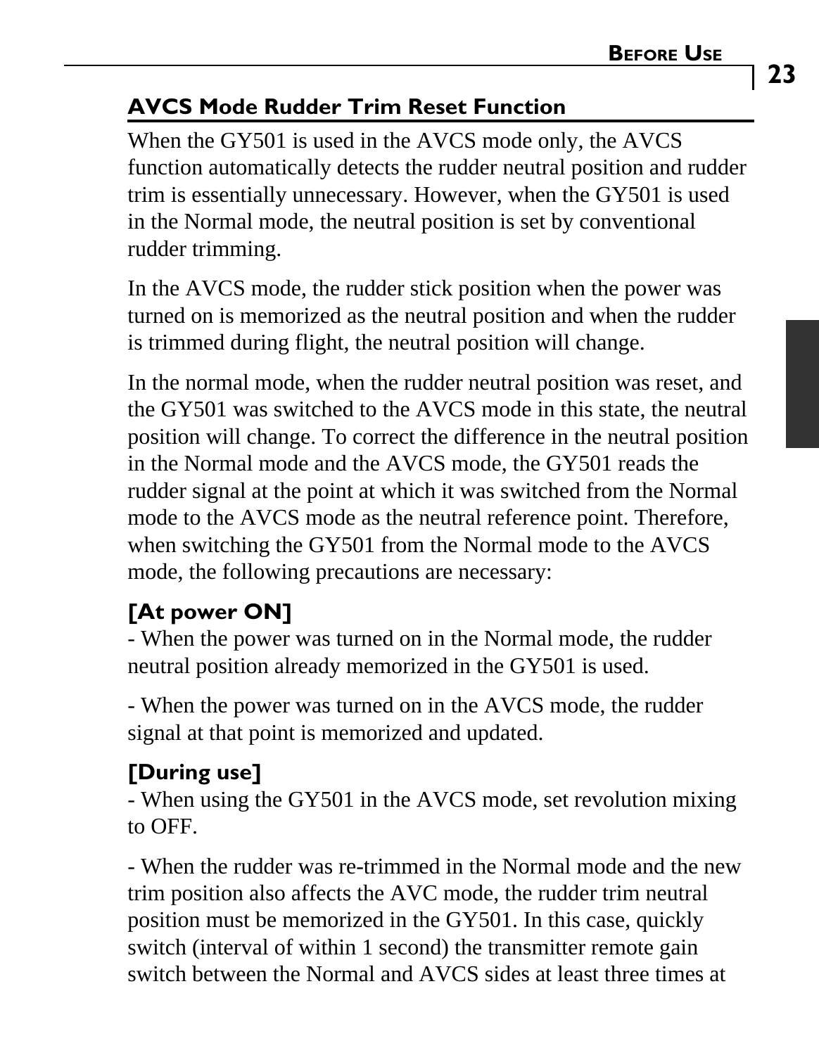## AVCS Mode Rudder Trim Reset Function

When the GY501 is used in the AVCS mode only, the AVCS function automatically detects the rudder neutral position and rudder trim is essentially unnecessary. However, when the GY501 is used in the Normal mode, the neutral position is set by conventional rudder trimming.

In the AVCS mode, the rudder stick position when the power was turned on is memorized as the neutral position and when the rudder is trimmed during flight, the neutral position will change.

In the normal mode, when the rudder neutral position was reset, and the GY501 was switched to the AVCS mode in this state, the neutral position will change. To correct the difference in the neutral position in the Normal mode and the AVCS mode, the GY501 reads the rudder signal at the point at which it was switched from the Normal mode to the AVCS mode as the neutral reference point. Therefore, when switching the GY501 from the Normal mode to the AVCS mode, the following precautions are necessary:

### [At power ON]

- When the power was turned on in the Normal mode, the rudder neutral position already memorized in the GY501 is used.

- When the power was turned on in the AVCS mode, the rudder signal at that point is memorized and updated.

### [During use]

- When using the GY501 in the AVCS mode, set revolution mixing to OFF.

- When the rudder was re-trimmed in the Normal mode and the new trim position also affects the AVC mode, the rudder trim neutral position must be memorized in the GY501. In this case, quickly switch (interval of within 1 second) the transmitter remote gain switch between the Normal and AVCS sides at least three times at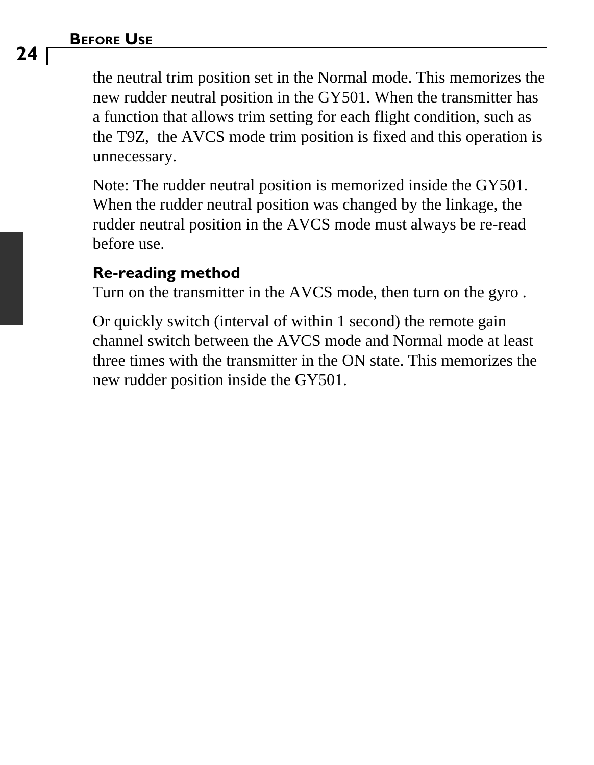the neutral trim position set in the Normal mode. This memorizes the new rudder neutral position in the GY501. When the transmitter has a function that allows trim setting for each flight condition, such as the T9Z,  the AVCS mode trim position is fixed and this operation is unnecessary.

Note: The rudder neutral position is memorized inside the GY501. When the rudder neutral position was changed by the linkage, the rudder neutral position in the AVCS mode must always be re-read before use.

### Re-reading method

Turn on the transmitter in the AVCS mode, then turn on the gyro .

Or quickly switch (interval of within 1 second) the remote gain channel switch between the AVCS mode and Normal mode at least three times with the transmitter in the ON state. This memorizes the new rudder position inside the GY501.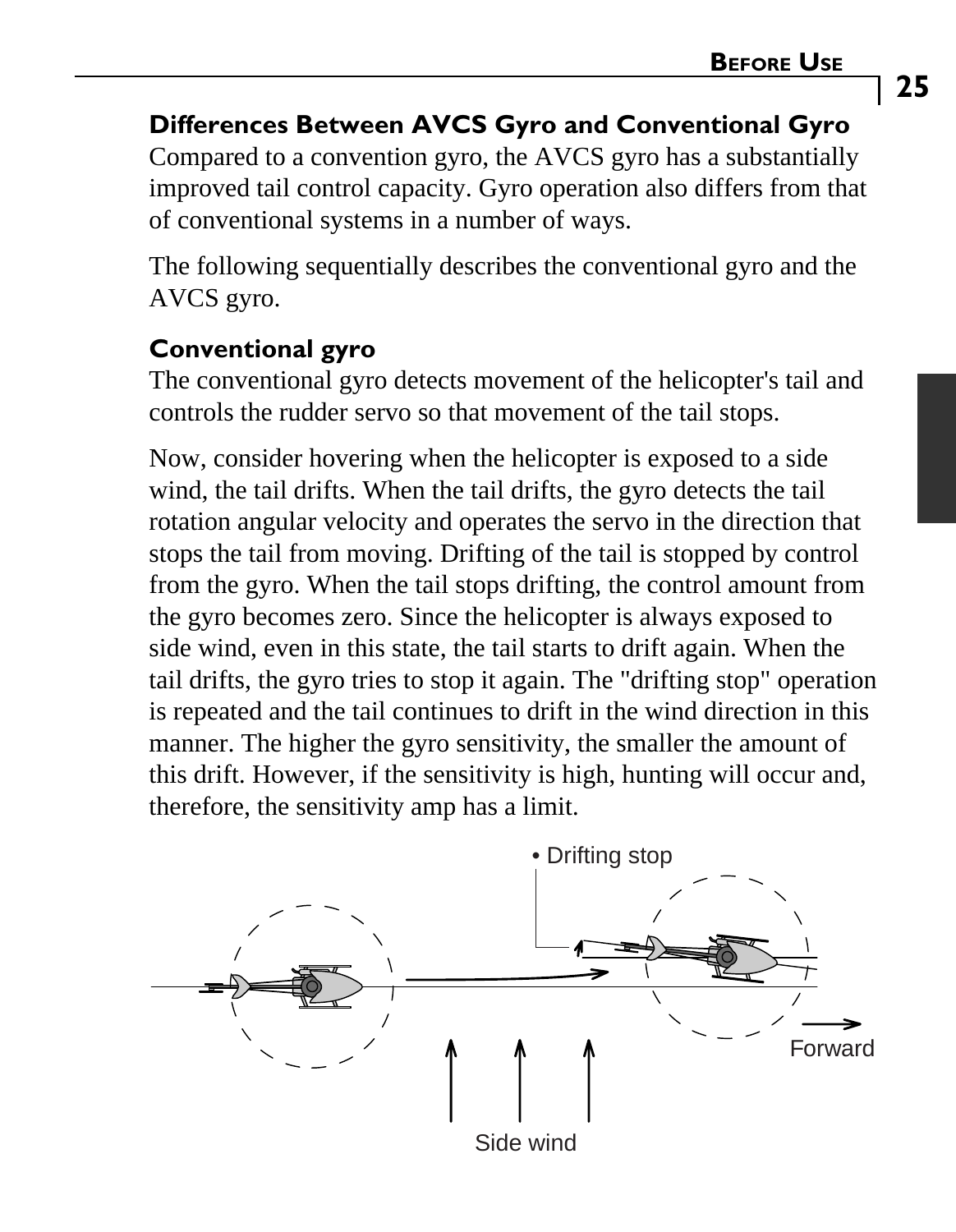## Differences Between AVCS Gyro and Conventional Gyro

Compared to a convention gyro, the AVCS gyro has a substantially improved tail control capacity. Gyro operation also differs from that of conventional systems in a number of ways.

The following sequentially describes the conventional gyro and the AVCS gyro.

### Conventional gyro

The conventional gyro detects movement of the helicopter's tail and controls the rudder servo so that movement of the tail stops.

Now, consider hovering when the helicopter is exposed to a side wind, the tail drifts. When the tail drifts, the gyro detects the tail rotation angular velocity and operates the servo in the direction that stops the tail from moving. Drifting of the tail is stopped by control from the gyro. When the tail stops drifting, the control amount from the gyro becomes zero. Since the helicopter is always exposed to side wind, even in this state, the tail starts to drift again. When the tail drifts, the gyro tries to stop it again. The "drifting stop" operation is repeated and the tail continues to drift in the wind direction in this manner. The higher the gyro sensitivity, the smaller the amount of this drift. However, if the sensitivity is high, hunting will occur and, therefore, the sensitivity amp has a limit.

• Drifting stop

Forward

Side wind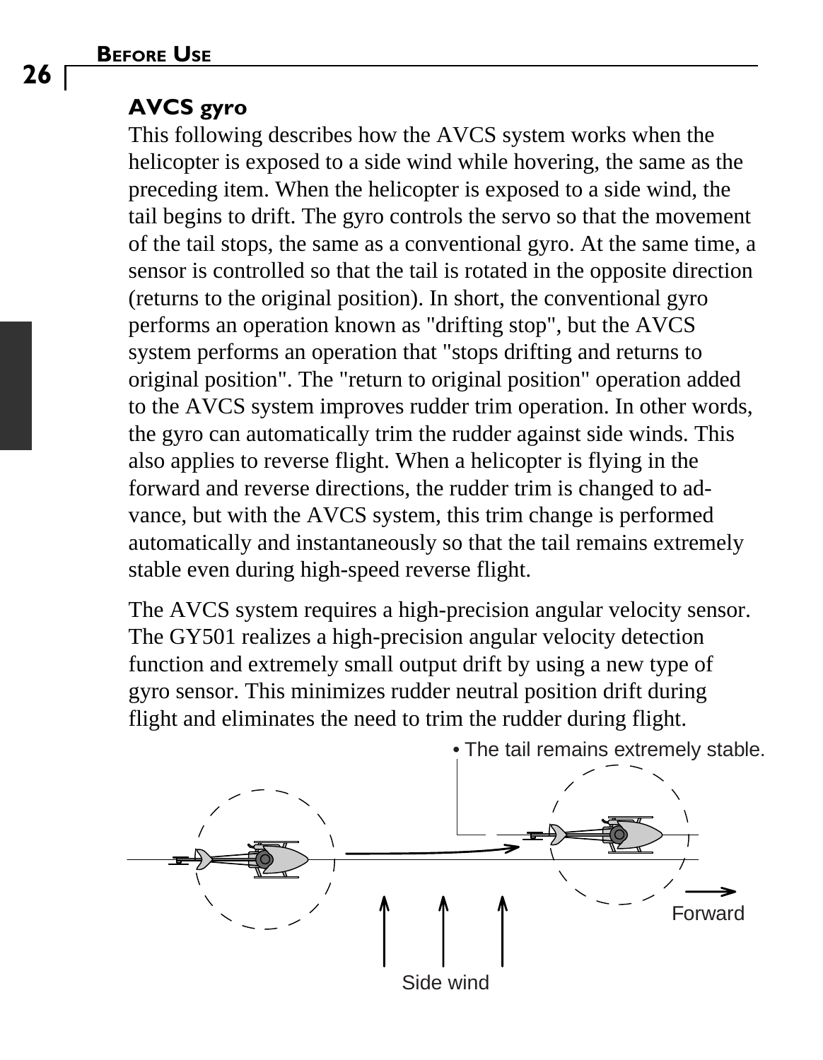## AVCS gyro

This following describes how the AVCS system works when the helicopter is exposed to a side wind while hovering, the same as the preceding item. When the helicopter is exposed to a side wind, the tail begins to drift. The gyro controls the servo so that the movement of the tail stops, the same as a conventional gyro. At the same time, a sensor is controlled so that the tail is rotated in the opposite direction (returns to the original position). In short, the conventional gyro performs an operation known as "drifting stop", but the AVCS system performs an operation that "stops drifting and returns to original position". The "return to original position" operation added to the AVCS system improves rudder trim operation. In other words, the gyro can automatically trim the rudder against side winds. This also applies to reverse flight. When a helicopter is flying in the forward and reverse directions, the rudder trim is changed to advance, but with the AVCS system, this trim change is performed automatically and instantaneously so that the tail remains extremely stable even during high-speed reverse flight.

The AVCS system requires a high-precision angular velocity sensor. The GY501 realizes a high-precision angular velocity detection function and extremely small output drift by using a new type of gyro sensor. This minimizes rudder neutral position drift during flight and eliminates the need to trim the rudder during flight.

• The tail remains extremely stable.

Forward

Side wind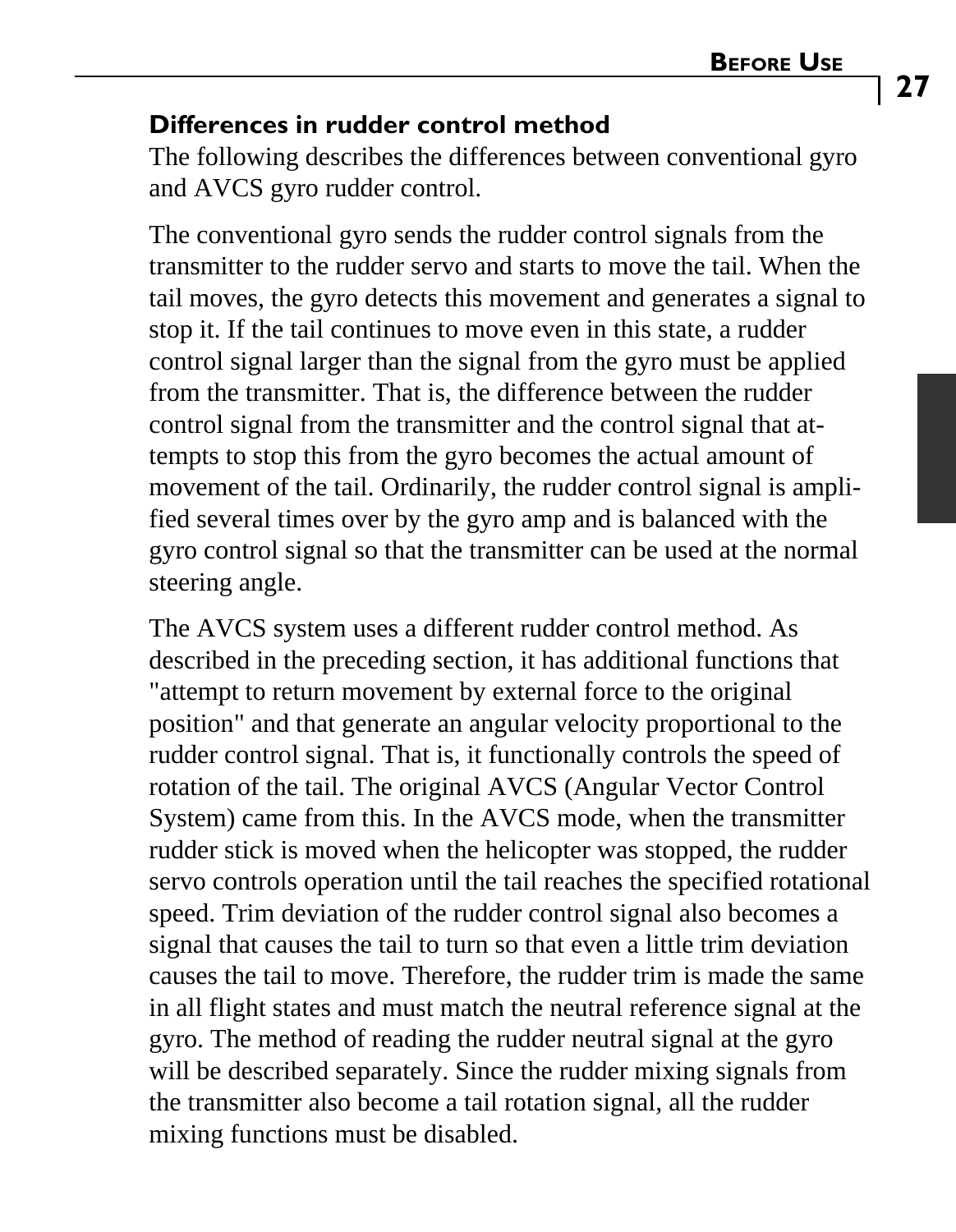## Differences in rudder control method

The following describes the differences between conventional gyro and AVCS gyro rudder control.

The conventional gyro sends the rudder control signals from the transmitter to the rudder servo and starts to move the tail. When the tail moves, the gyro detects this movement and generates a signal to stop it. If the tail continues to move even in this state, a rudder control signal larger than the signal from the gyro must be applied from the transmitter. That is, the difference between the rudder control signal from the transmitter and the control signal that attempts to stop this from the gyro becomes the actual amount of movement of the tail. Ordinarily, the rudder control signal is amplified several times over by the gyro amp and is balanced with the gyro control signal so that the transmitter can be used at the normal steering angle.

The AVCS system uses a different rudder control method. As described in the preceding section, it has additional functions that "attempt to return movement by external force to the original position" and that generate an angular velocity proportional to the rudder control signal. That is, it functionally controls the speed of rotation of the tail. The original AVCS (Angular Vector Control System) came from this. In the AVCS mode, when the transmitter rudder stick is moved when the helicopter was stopped, the rudder servo controls operation until the tail reaches the specified rotational speed. Trim deviation of the rudder control signal also becomes a signal that causes the tail to turn so that even a little trim deviation causes the tail to move. Therefore, the rudder trim is made the same in all flight states and must match the neutral reference signal at the gyro. The method of reading the rudder neutral signal at the gyro will be described separately. Since the rudder mixing signals from the transmitter also become a tail rotation signal, all the rudder mixing functions must be disabled.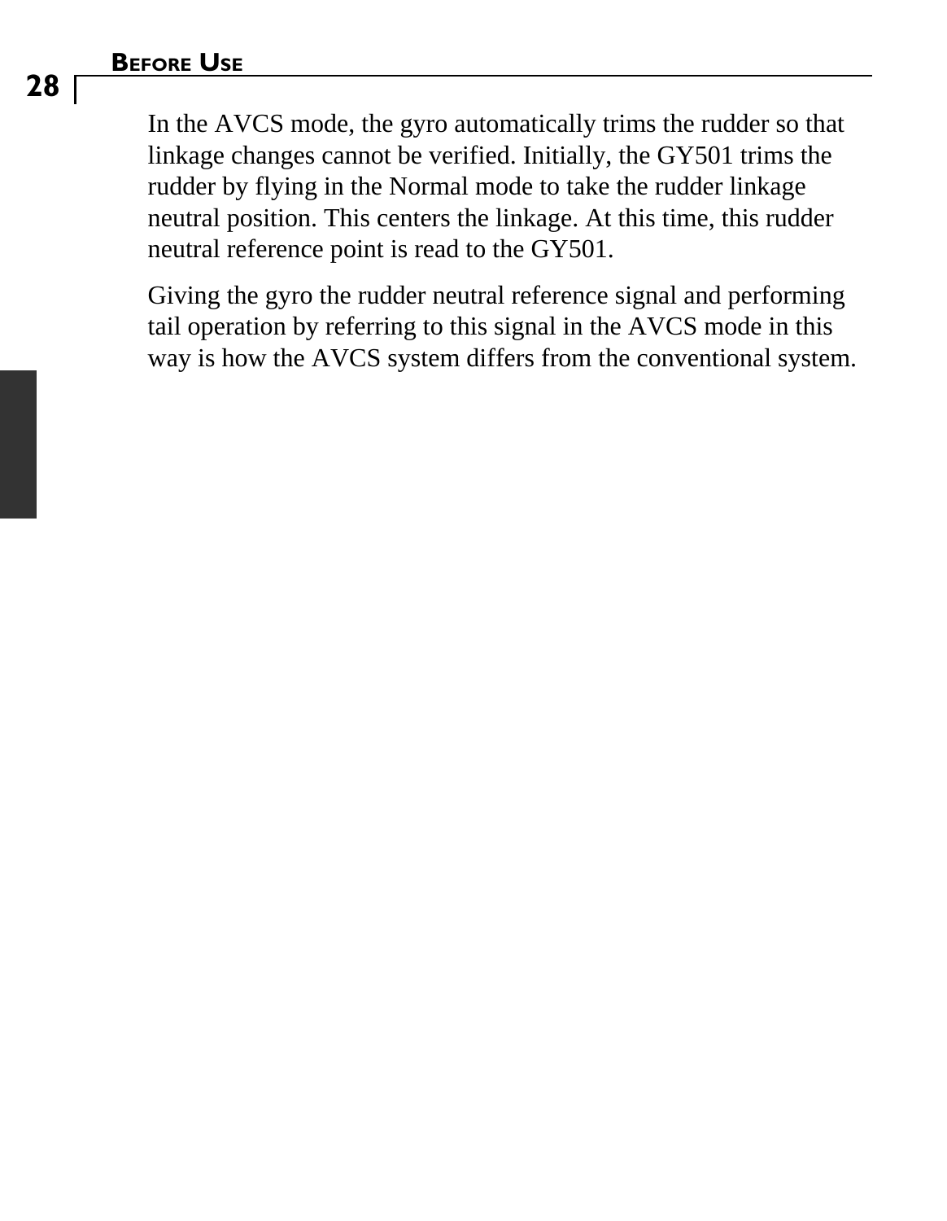In the AVCS mode, the gyro automatically trims the rudder so that linkage changes cannot be verified. Initially, the GY501 trims the rudder by flying in the Normal mode to take the rudder linkage neutral position. This centers the linkage. At this time, this rudder neutral reference point is read to the GY501.

Giving the gyro the rudder neutral reference signal and performing tail operation by referring to this signal in the AVCS mode in this way is how the AVCS system differs from the conventional system.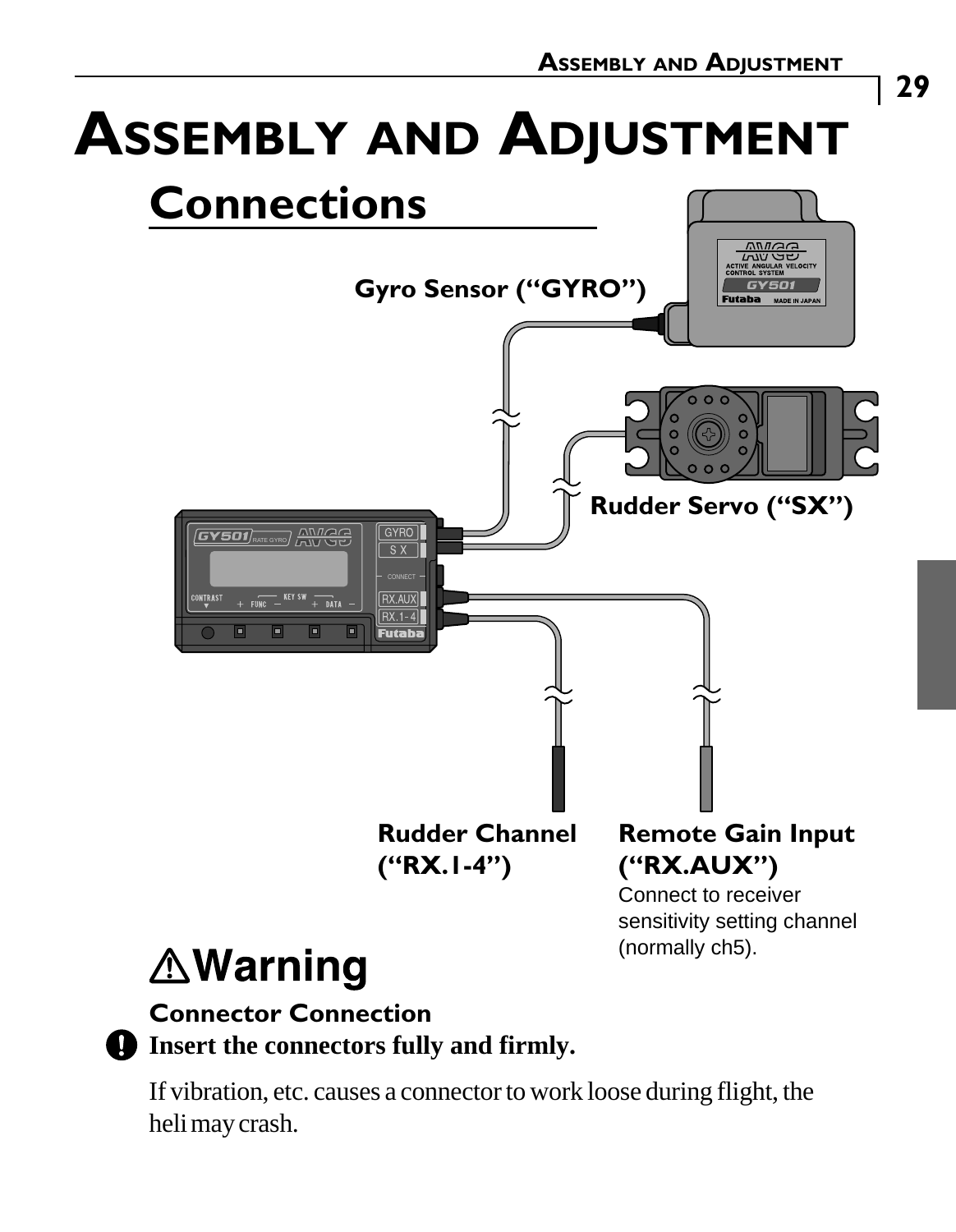# Assembly and Adjustment

## Connections

Gyro Sensor (“GYRO”)

Rudder Servo (“SX”)

Rudder Channel (“RX.1-4”)

Remote Gain Input (“RX.AUX”)

Connect to receiver sensitivity setting channel (normally ch5).

## ⚠Warning

**Connector Connection**

**Insert the connectors fully and firmly.**

If vibration, etc. causes a connector to work loose during flight, the heli may crash.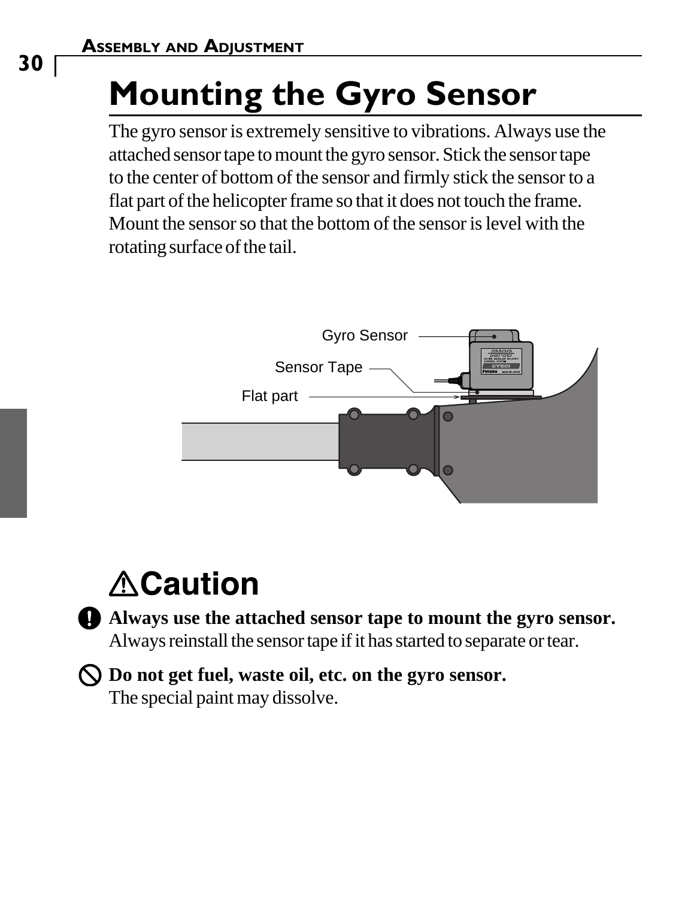# Mounting the Gyro Sensor

The gyro sensor is extremely sensitive to vibrations. Always use the attached sensor tape to mount the gyro sensor. Stick the sensor tape to the center of bottom of the sensor and firmly stick the sensor to a flat part of the helicopter frame so that it does not touch the frame. Mount the sensor so that the bottom of the sensor is level with the rotating surface of the tail.

Gyro Sensor

Sensor Tape

Flat part

## ⚠Caution

**Always use the attached sensor tape to mount the gyro sensor.**
Always reinstall the sensor tape if it has started to separate or tear.

**Do not get fuel, waste oil, etc. on the gyro sensor.**
The special paint may dissolve.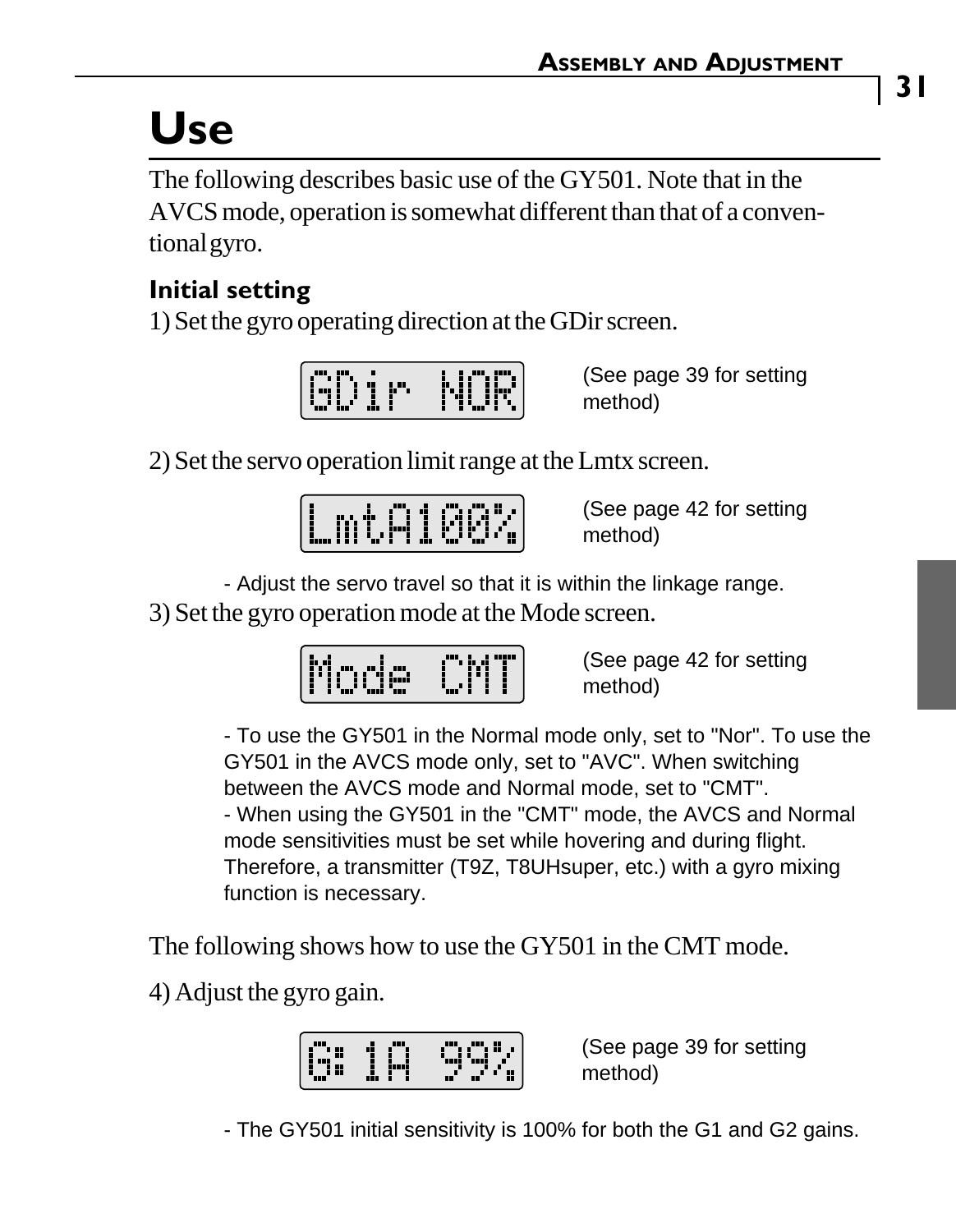# Use

The following describes basic use of the GY501. Note that in the AVCS mode, operation is somewhat different than that of a conventional gyro.

### Initial setting

1) Set the gyro operating direction at the GDir screen.

GDir NOR

(See page 39 for setting method)

2) Set the servo operation limit range at the Lmtx screen.

LmtA100%

(See page 42 for setting method)

- Adjust the servo travel so that it is within the linkage range.

3) Set the gyro operation mode at the Mode screen.

Mode CMT

(See page 42 for setting method)

- To use the GY501 in the Normal mode only, set to "Nor". To use the GY501 in the AVCS mode only, set to "AVC". When switching between the AVCS mode and Normal mode, set to "CMT".
- When using the GY501 in the "CMT" mode, the AVCS and Normal mode sensitivities must be set while hovering and during flight. Therefore, a transmitter (T9Z, T8UHsuper, etc.) with a gyro mixing function is necessary.

The following shows how to use the GY501 in the CMT mode.

4) Adjust the gyro gain.

G: 1A 99%

(See page 39 for setting method)

- The GY501 initial sensitivity is 100% for both the G1 and G2 gains.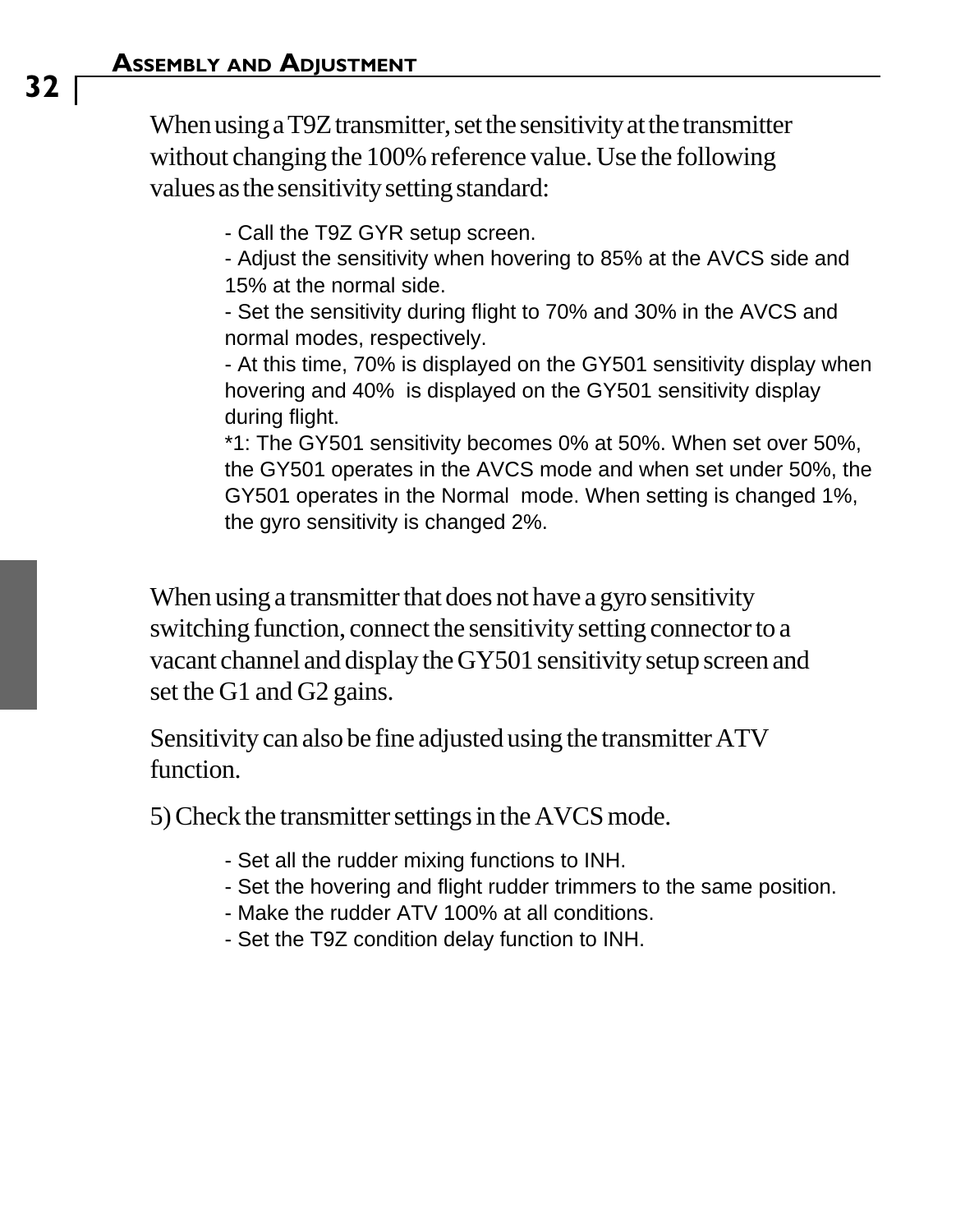When using a T9Z transmitter, set the sensitivity at the transmitter without changing the 100% reference value. Use the following values as the sensitivity setting standard:

- Call the T9Z GYR setup screen.
- Adjust the sensitivity when hovering to 85% at the AVCS side and 15% at the normal side.
- Set the sensitivity during flight to 70% and 30% in the AVCS and normal modes, respectively.
- At this time, 70% is displayed on the GY501 sensitivity display when hovering and 40% is displayed on the GY501 sensitivity display during flight.

*1: The GY501 sensitivity becomes 0% at 50%. When set over 50%, the GY501 operates in the AVCS mode and when set under 50%, the GY501 operates in the Normal mode. When setting is changed 1%, the gyro sensitivity is changed 2%.

When using a transmitter that does not have a gyro sensitivity switching function, connect the sensitivity setting connector to a vacant channel and display the GY501 sensitivity setup screen and set the G1 and G2 gains.

Sensitivity can also be fine adjusted using the transmitter ATV function.

5) Check the transmitter settings in the AVCS mode.

- Set all the rudder mixing functions to INH.
- Set the hovering and flight rudder trimmers to the same position.
- Make the rudder ATV 100% at all conditions.
- Set the T9Z condition delay function to INH.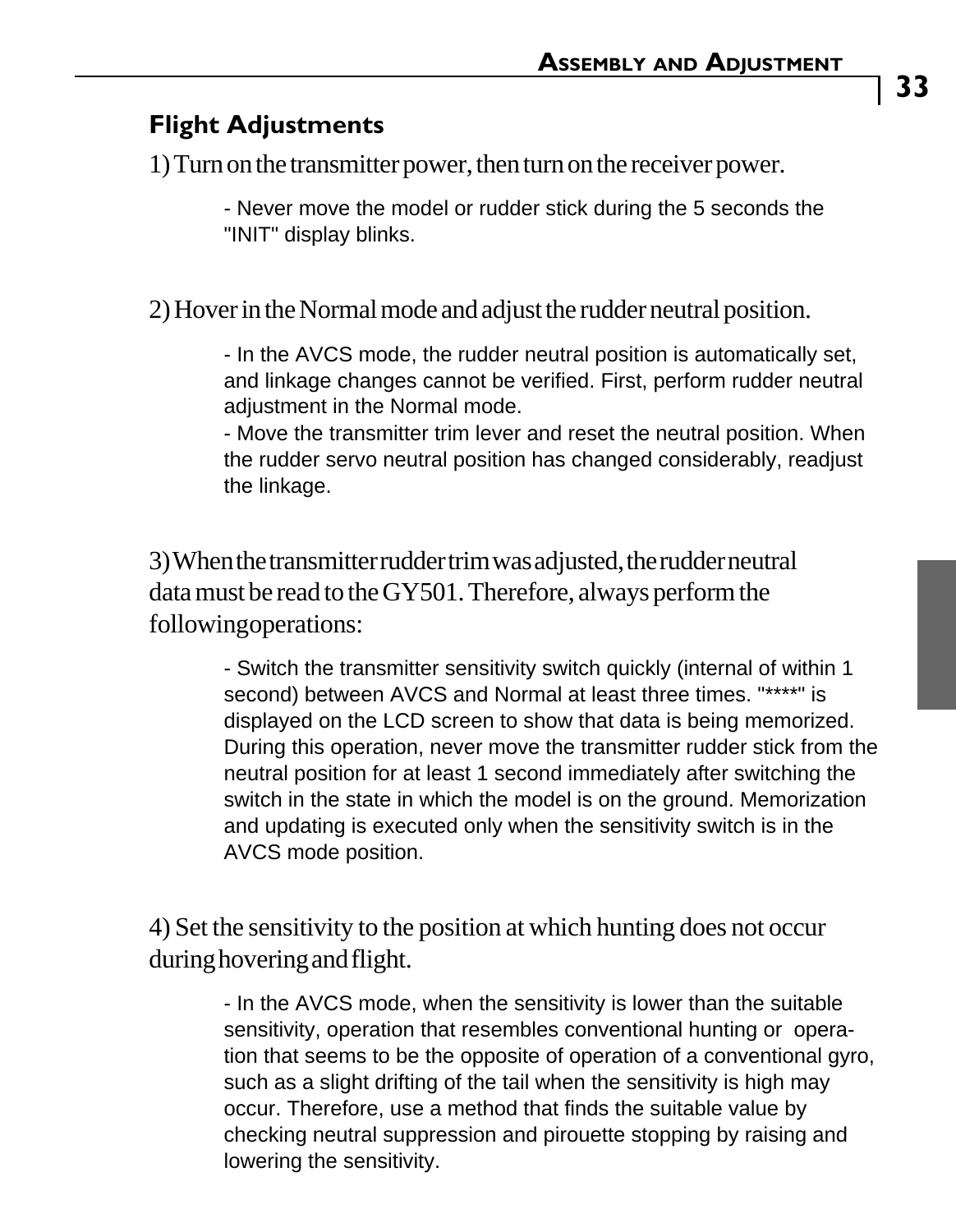## Flight Adjustments

1) Turn on the transmitter power, then turn on the receiver power.

- Never move the model or rudder stick during the 5 seconds the "INIT" display blinks.

2) Hover in the Normal mode and adjust the rudder neutral position.

- In the AVCS mode, the rudder neutral position is automatically set, and linkage changes cannot be verified. First, perform rudder neutral adjustment in the Normal mode.
- Move the transmitter trim lever and reset the neutral position. When the rudder servo neutral position has changed considerably, readjust the linkage.

3) When the transmitter rudder trim was adjusted, the rudder neutral data must be read to the GY501. Therefore, always perform the following operations:

- Switch the transmitter sensitivity switch quickly (internal of within 1 second) between AVCS and Normal at least three times. "****" is displayed on the LCD screen to show that data is being memorized. During this operation, never move the transmitter rudder stick from the neutral position for at least 1 second immediately after switching the switch in the state in which the model is on the ground. Memorization and updating is executed only when the sensitivity switch is in the AVCS mode position.

4) Set the sensitivity to the position at which hunting does not occur during hovering and flight.

- In the AVCS mode, when the sensitivity is lower than the suitable sensitivity, operation that resembles conventional hunting or operation that seems to be the opposite of operation of a conventional gyro, such as a slight drifting of the tail when the sensitivity is high may occur. Therefore, use a method that finds the suitable value by checking neutral suppression and pirouette stopping by raising and lowering the sensitivity.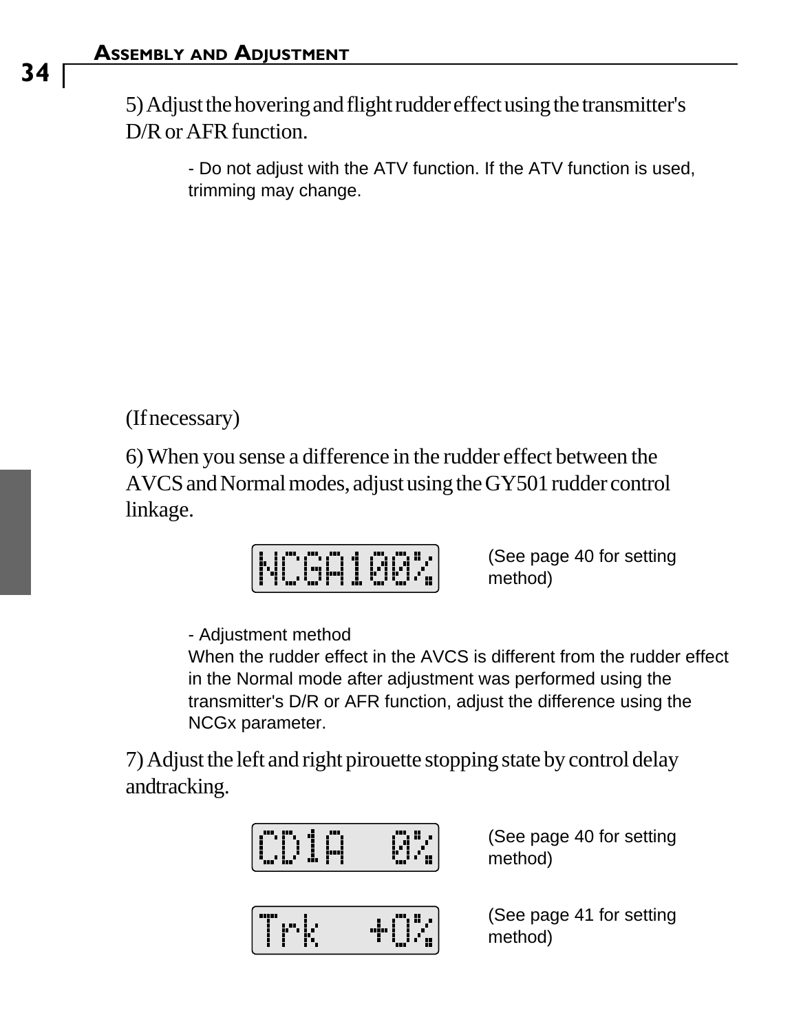5) Adjust the hovering and flight rudder effect using the transmitter's D/R or AFR function.

- Do not adjust with the ATV function. If the ATV function is used, trimming may change.

(If necessary)

6) When you sense a difference in the rudder effect between the AVCS and Normal modes, adjust using the GY501 rudder control linkage.

NCGA100%

(See page 40 for setting method)

- Adjustment method
When the rudder effect in the AVCS is different from the rudder effect in the Normal mode after adjustment was performed using the transmitter's D/R or AFR function, adjust the difference using the NCGx parameter.

7) Adjust the left and right pirouette stopping state by control delay andtracking.

CD1A 0%

(See page 40 for setting method)

Trk +0%

(See page 41 for setting method)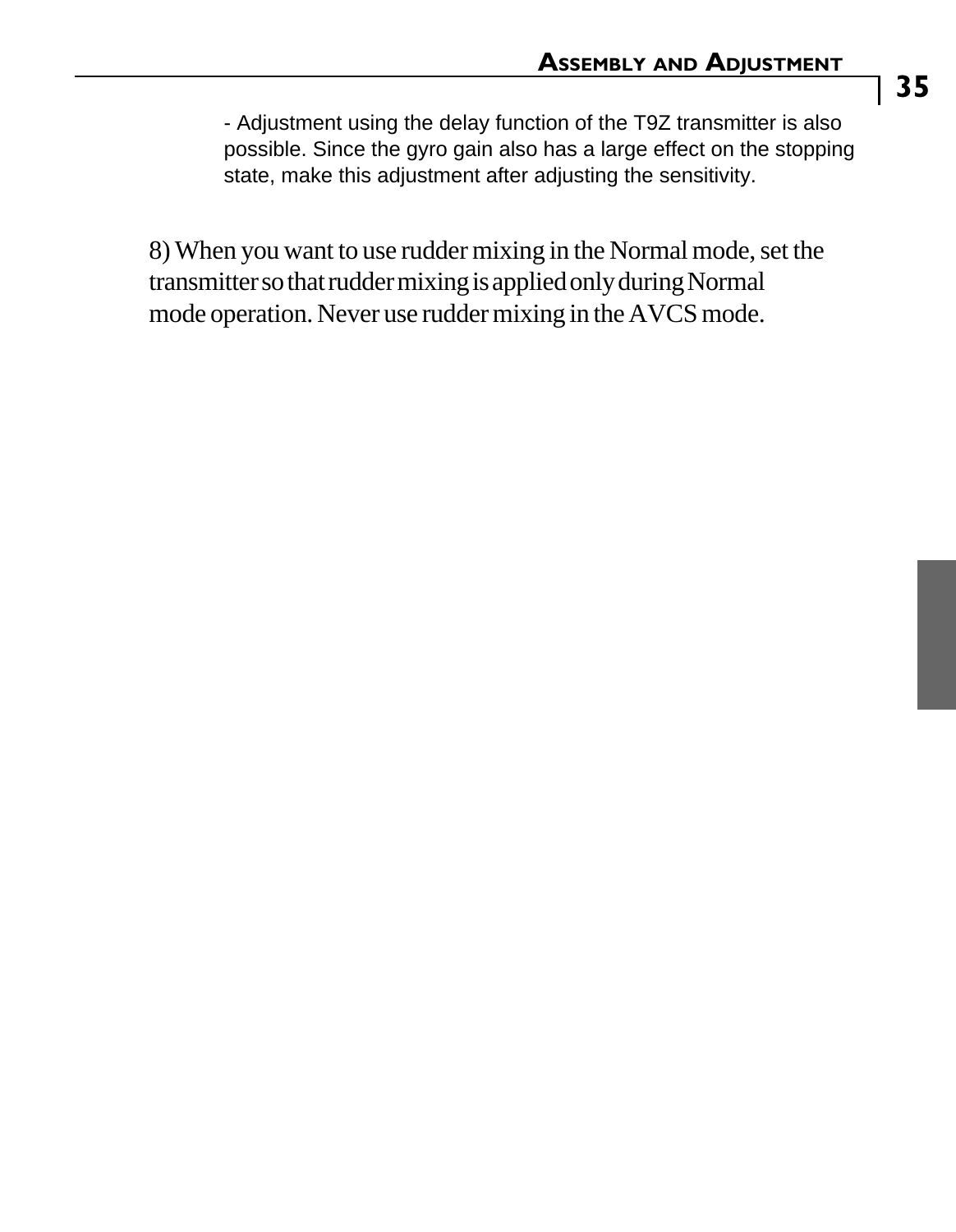- Adjustment using the delay function of the T9Z transmitter is also possible. Since the gyro gain also has a large effect on the stopping state, make this adjustment after adjusting the sensitivity.

8) When you want to use rudder mixing in the Normal mode, set the transmitter so that rudder mixing is applied only during Normal mode operation. Never use rudder mixing in the AVCS mode.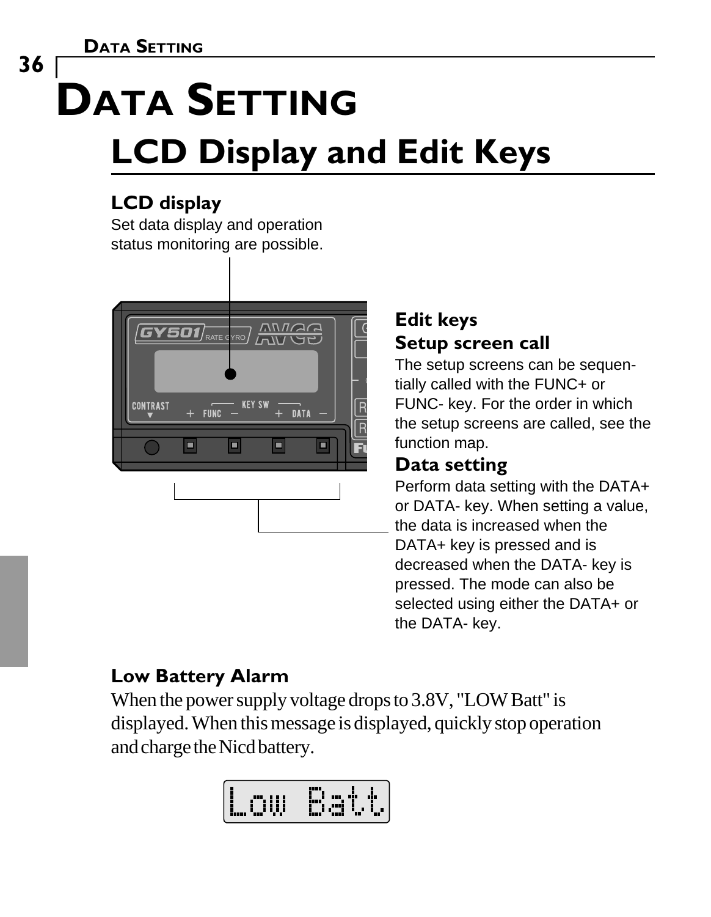# DATA SETTING

## LCD Display and Edit Keys

### LCD display

Set data display and operation status monitoring are possible.

### Edit keys

### Setup screen call

The setup screens can be sequentially called with the FUNC+ or FUNC- key. For the order in which the setup screens are called, see the function map.

### Data setting

Perform data setting with the DATA+ or DATA- key. When setting a value, the data is increased when the DATA+ key is pressed and is decreased when the DATA- key is pressed. The mode can also be selected using either the DATA+ or the DATA- key.

### Low Battery Alarm

When the power supply voltage drops to 3.8V, "LOW Batt" is displayed. When this message is displayed, quickly stop operation and charge the Nicd battery.

Low Batt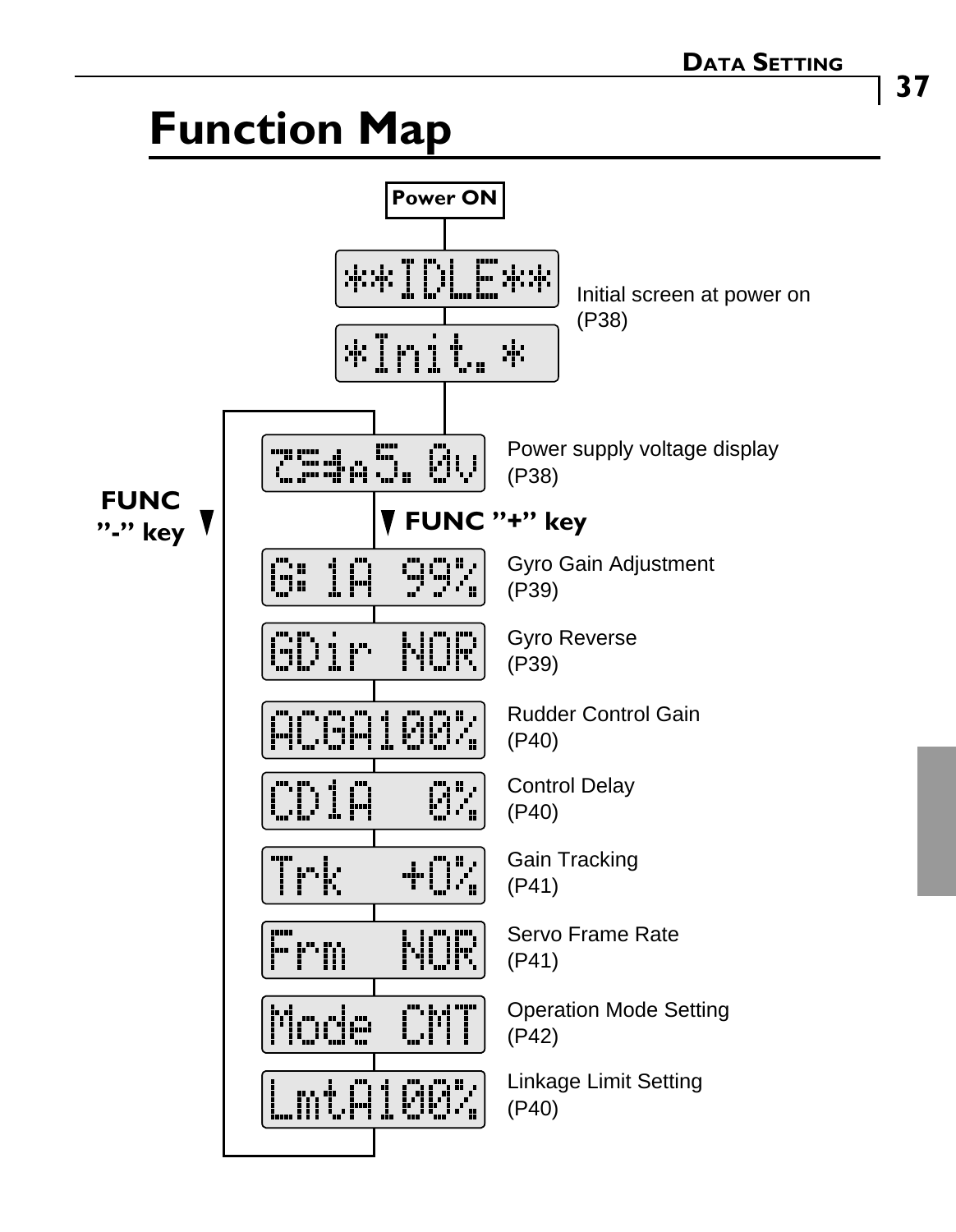# Function Map

**Power ON**

| Display | Description |
| --- | --- |
| `**IDLE**` | Initial screen at power on (P38) |
| `*Init.*` | |
| `ZS4a5.0v` | Power supply voltage display (P38) |
| `G:1A 99%` | Gyro Gain Adjustment (P39) |
| `GDir NOR` | Gyro Reverse (P39) |
| `ACGA100%` | Rudder Control Gain (P40) |
| `CD1A 0%` | Control Delay (P40) |
| `Trk +0%` | Gain Tracking (P41) |
| `Frm NOR` | Servo Frame Rate (P41) |
| `Mode CMT` | Operation Mode Setting (P42) |
| `LmtA100%` | Linkage Limit Setting (P40) |

**FUNC "+" key** (moves down the list)

**FUNC "-" key** (moves up the list)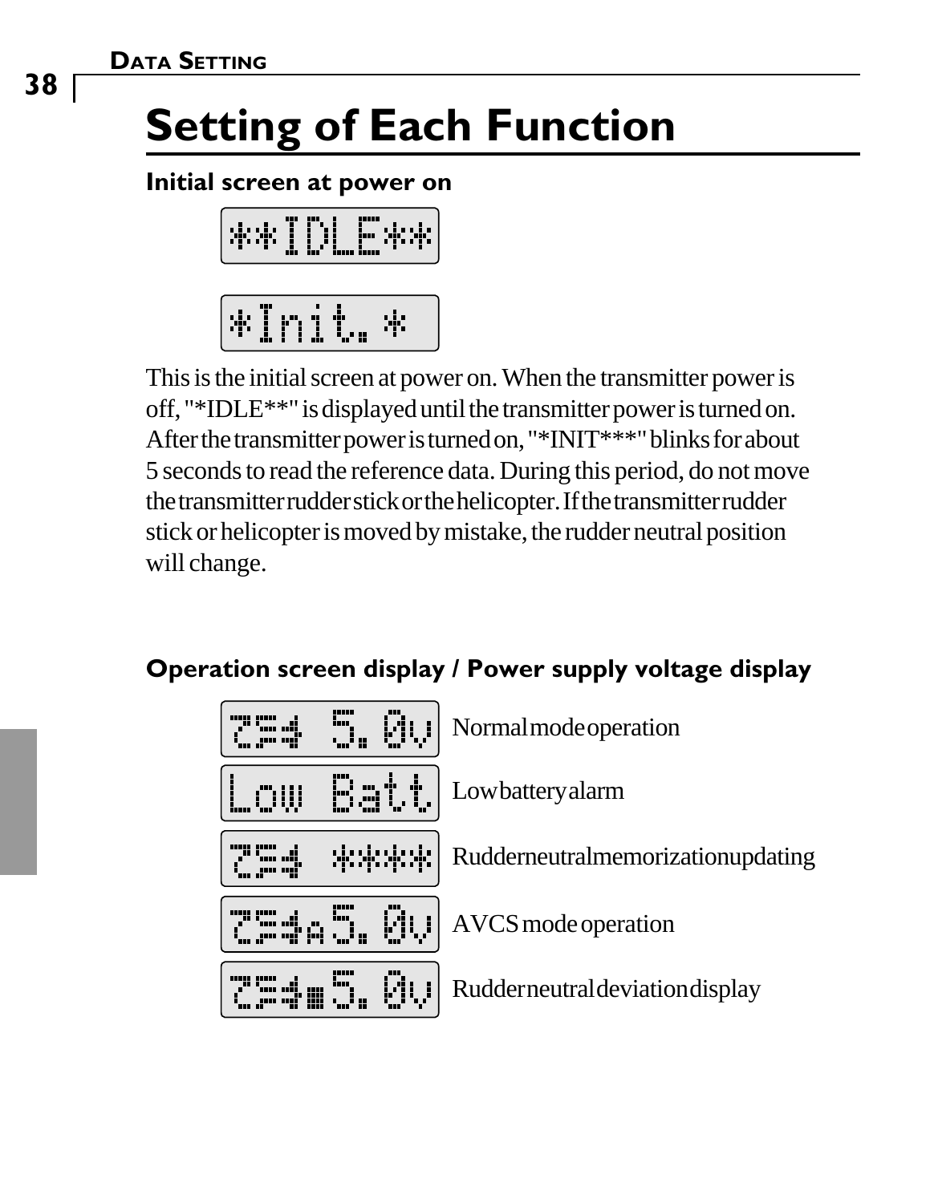# Setting of Each Function

### Initial screen at power on

```
**IDLE**
```

```
*Init.*
```

This is the initial screen at power on. When the transmitter power is off, "*IDLE**" is displayed until the transmitter power is turned on. After the transmitter power is turned on, "*INIT***" blinks for about 5 seconds to read the reference data. During this period, do not move the transmitter rudder stick or the helicopter. If the transmitter rudder stick or helicopter is moved by mistake, the rudder neutral position will change.

### Operation screen display / Power supply voltage display

| Display | Description |
| --- | --- |
| `754 5.0v` | Normal mode operation |
| `Low Batt` | Low battery alarm |
| `754 ****` | Rudder neutral memorization updating |
| `754A5.0v` | AVCS mode operation |
| `754■5.0v` | Rudder neutral deviation display |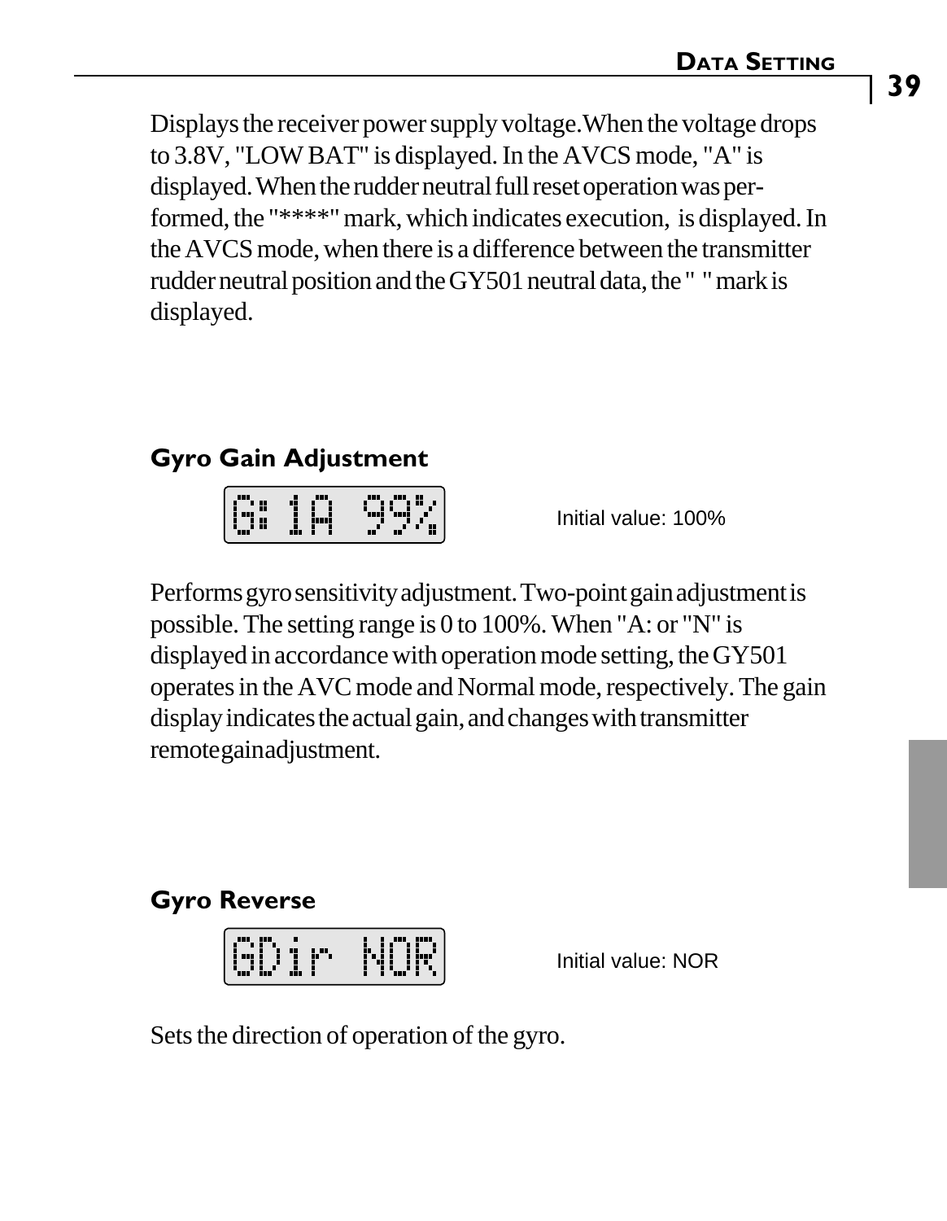Displays the receiver power supply voltage.When the voltage drops to 3.8V, "LOW BAT" is displayed. In the AVCS mode, "A" is displayed. When the rudder neutral full reset operation was performed, the "****" mark, which indicates execution,  is displayed. In the AVCS mode, when there is a difference between the transmitter rudder neutral position and the GY501 neutral data, the "  " mark is displayed.

## Gyro Gain Adjustment

```
G: 1A  99%
```

Initial value: 100%

Performs gyro sensitivity adjustment. Two-point gain adjustment is possible. The setting range is 0 to 100%. When "A: or "N" is displayed in accordance with operation mode setting, the GY501 operates in the AVC mode and Normal mode, respectively. The gain display indicates the actual gain, and changes with transmitter remotegainadjustment.

## Gyro Reverse

```
GDir  NOR
```

Initial value: NOR

Sets the direction of operation of the gyro.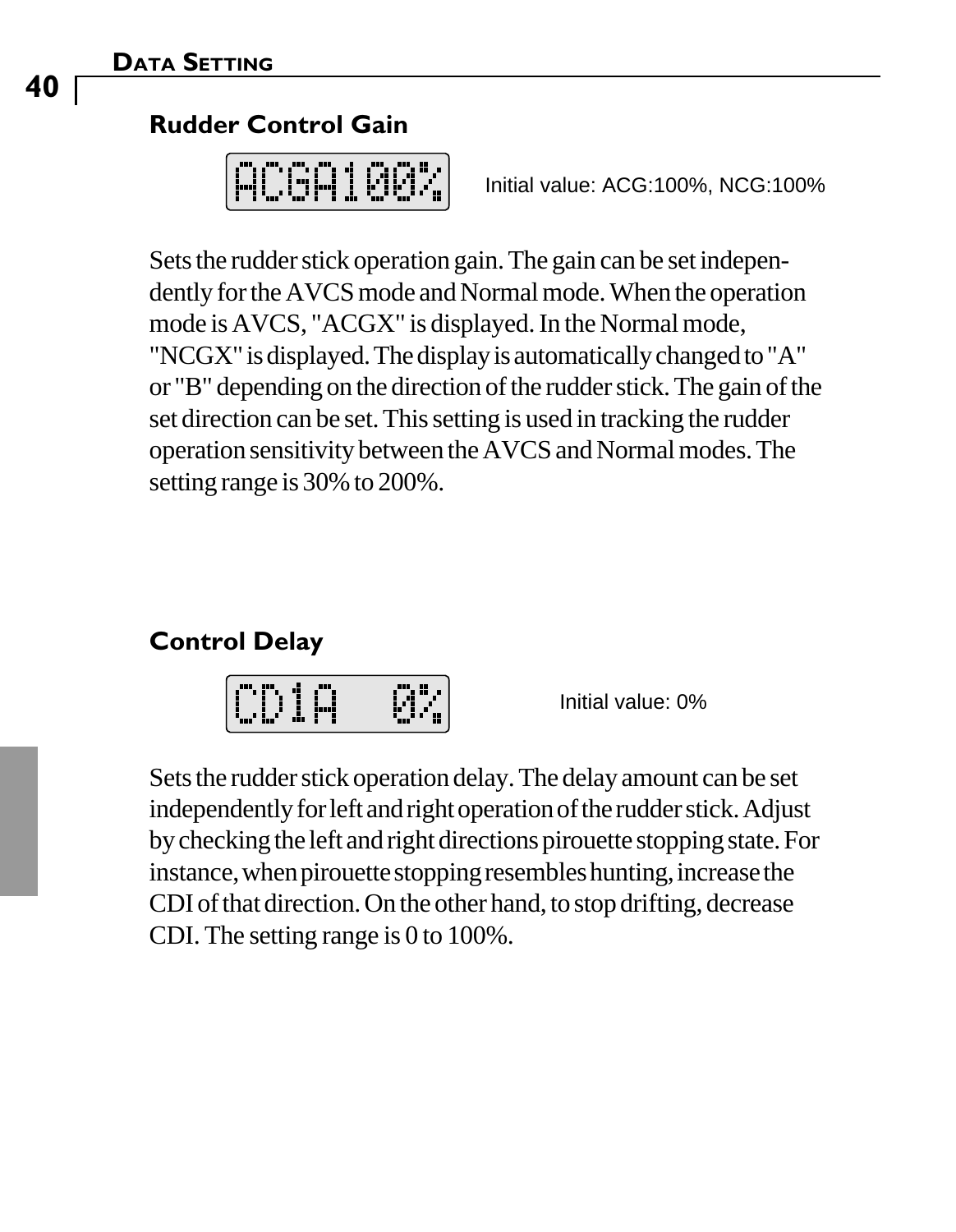## Rudder Control Gain

ACGA100%

Initial value: ACG:100%, NCG:100%

Sets the rudder stick operation gain. The gain can be set independently for the AVCS mode and Normal mode. When the operation mode is AVCS, "ACGX" is displayed. In the Normal mode, "NCGX" is displayed. The display is automatically changed to "A" or "B" depending on the direction of the rudder stick. The gain of the set direction can be set. This setting is used in tracking the rudder operation sensitivity between the AVCS and Normal modes. The setting range is 30% to 200%.

## Control Delay

CD1A 0%

Initial value: 0%

Sets the rudder stick operation delay. The delay amount can be set independently for left and right operation of the rudder stick. Adjust by checking the left and right directions pirouette stopping state. For instance, when pirouette stopping resembles hunting, increase the CDI of that direction. On the other hand, to stop drifting, decrease CDI. The setting range is 0 to 100%.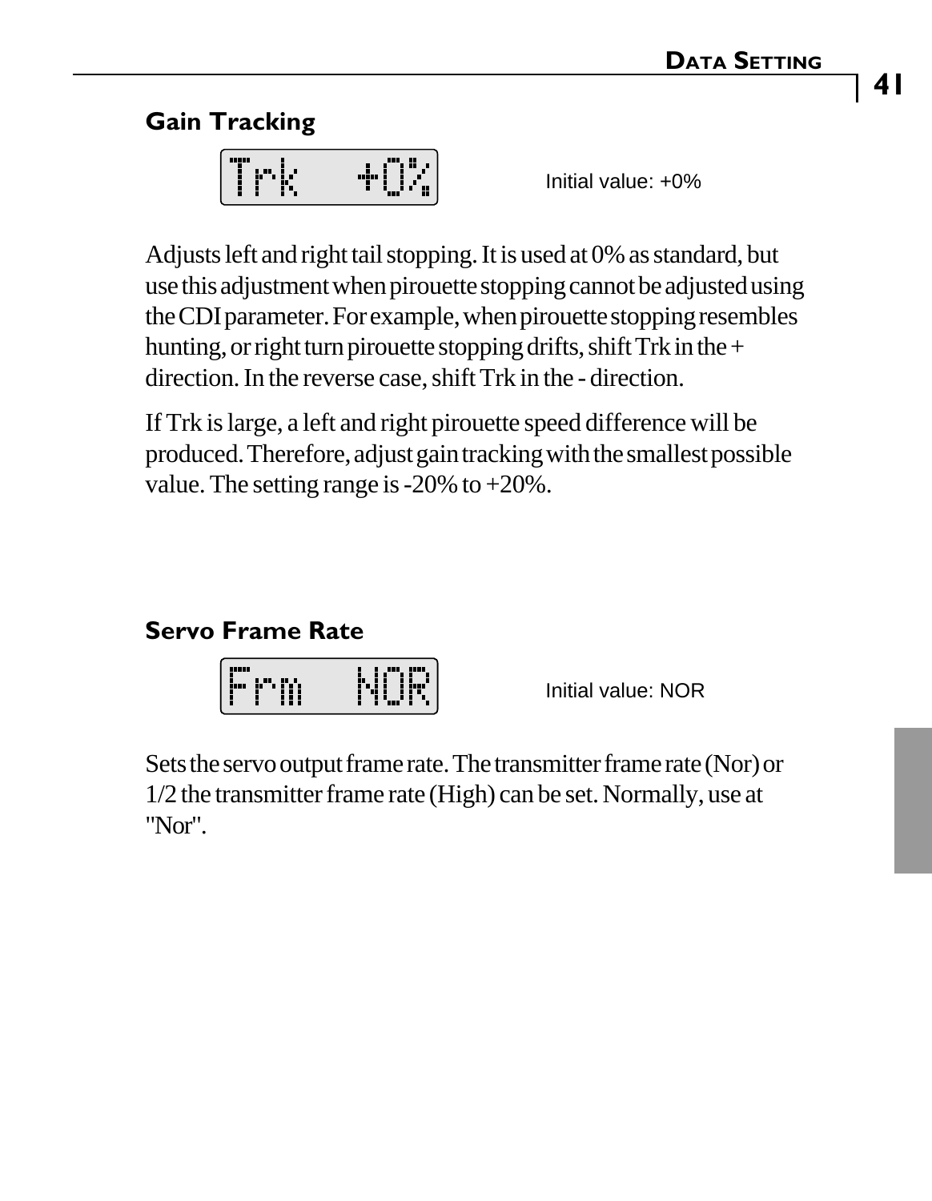## Gain Tracking

```
Trk    +0%
```

Initial value: +0%

Adjusts left and right tail stopping. It is used at 0% as standard, but use this adjustment when pirouette stopping cannot be adjusted using the CDI parameter. For example, when pirouette stopping resembles hunting, or right turn pirouette stopping drifts, shift Trk in the + direction. In the reverse case, shift Trk in the - direction.

If Trk is large, a left and right pirouette speed difference will be produced. Therefore, adjust gain tracking with the smallest possible value. The setting range is -20% to +20%.

## Servo Frame Rate

```
Frm   NOR
```

Initial value: NOR

Sets the servo output frame rate. The transmitter frame rate (Nor) or 1/2 the transmitter frame rate (High) can be set. Normally, use at "Nor".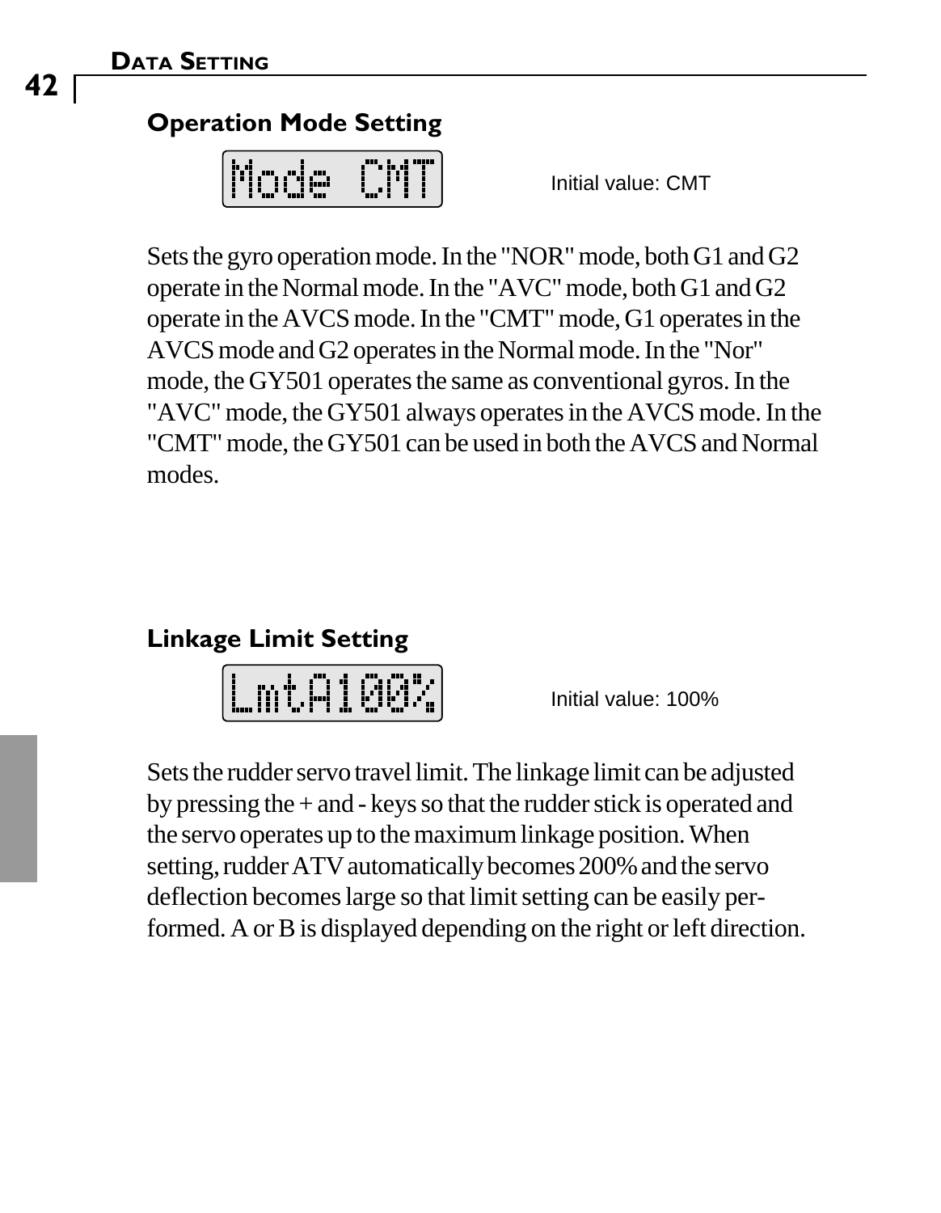## Operation Mode Setting

Mode CMT

Initial value: CMT

Sets the gyro operation mode. In the "NOR" mode, both G1 and G2 operate in the Normal mode. In the "AVC" mode, both G1 and G2 operate in the AVCS mode. In the "CMT" mode, G1 operates in the AVCS mode and G2 operates in the Normal mode. In the "Nor" mode, the GY501 operates the same as conventional gyros. In the "AVC" mode, the GY501 always operates in the AVCS mode. In the "CMT" mode, the GY501 can be used in both the AVCS and Normal modes.

## Linkage Limit Setting

LmtA100%

Initial value: 100%

Sets the rudder servo travel limit. The linkage limit can be adjusted by pressing the + and - keys so that the rudder stick is operated and the servo operates up to the maximum linkage position. When setting, rudder ATV automatically becomes 200% and the servo deflection becomes large so that limit setting can be easily performed. A or B is displayed depending on the right or left direction.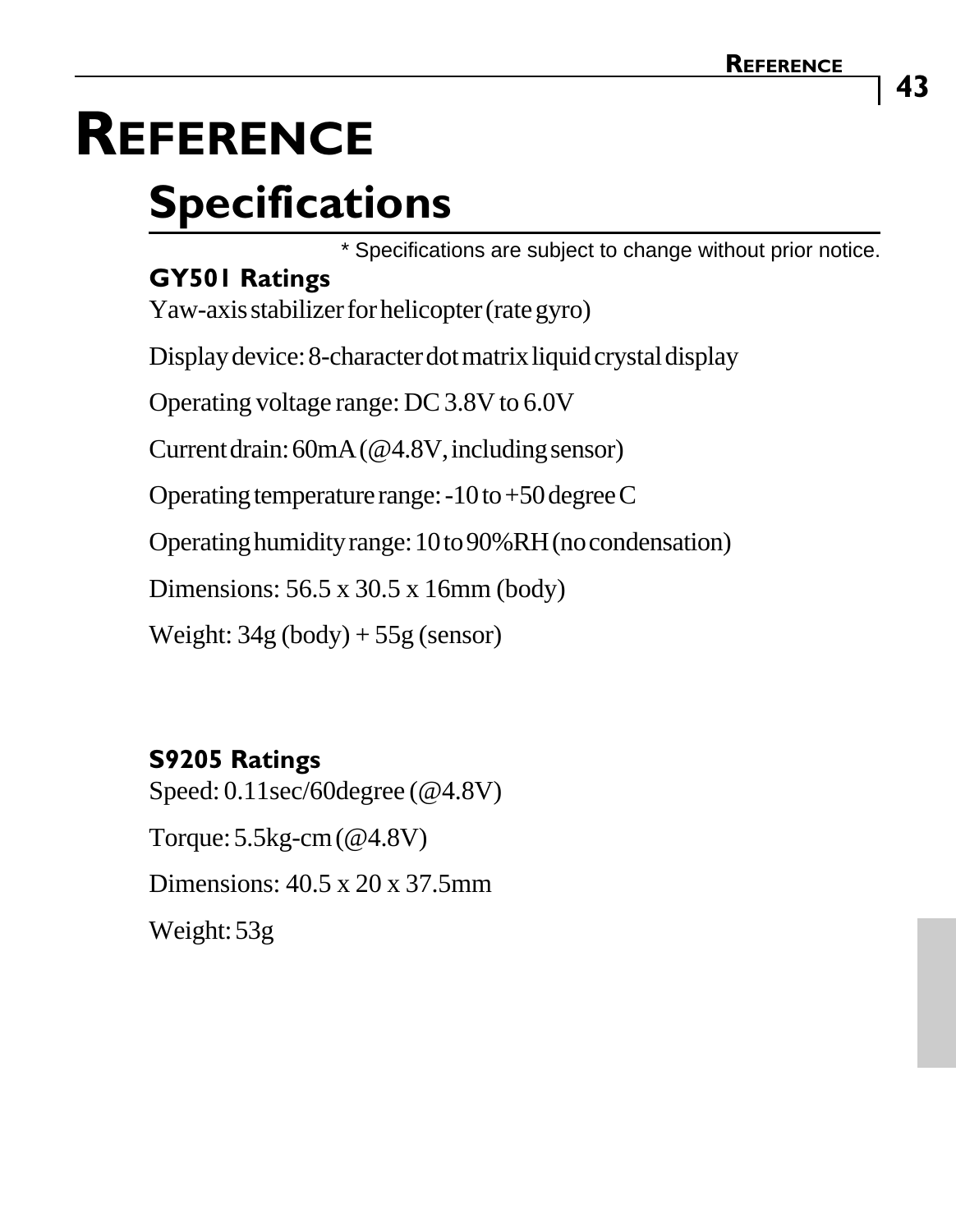# Reference

## Specifications

* Specifications are subject to change without prior notice.

### GY501 Ratings

Yaw-axis stabilizer for helicopter (rate gyro)

Display device: 8-character dot matrix liquid crystal display

Operating voltage range: DC 3.8V to 6.0V

Current drain: 60mA (@4.8V, including sensor)

Operating temperature range: -10 to +50 degree C

Operating humidity range: 10 to 90%RH (no condensation)

Dimensions: 56.5 x 30.5 x 16mm (body)

Weight: 34g (body) + 55g (sensor)

### S9205 Ratings

Speed: 0.11sec/60degree (@4.8V)

Torque: 5.5kg-cm (@4.8V)

Dimensions: 40.5 x 20 x 37.5mm

Weight: 53g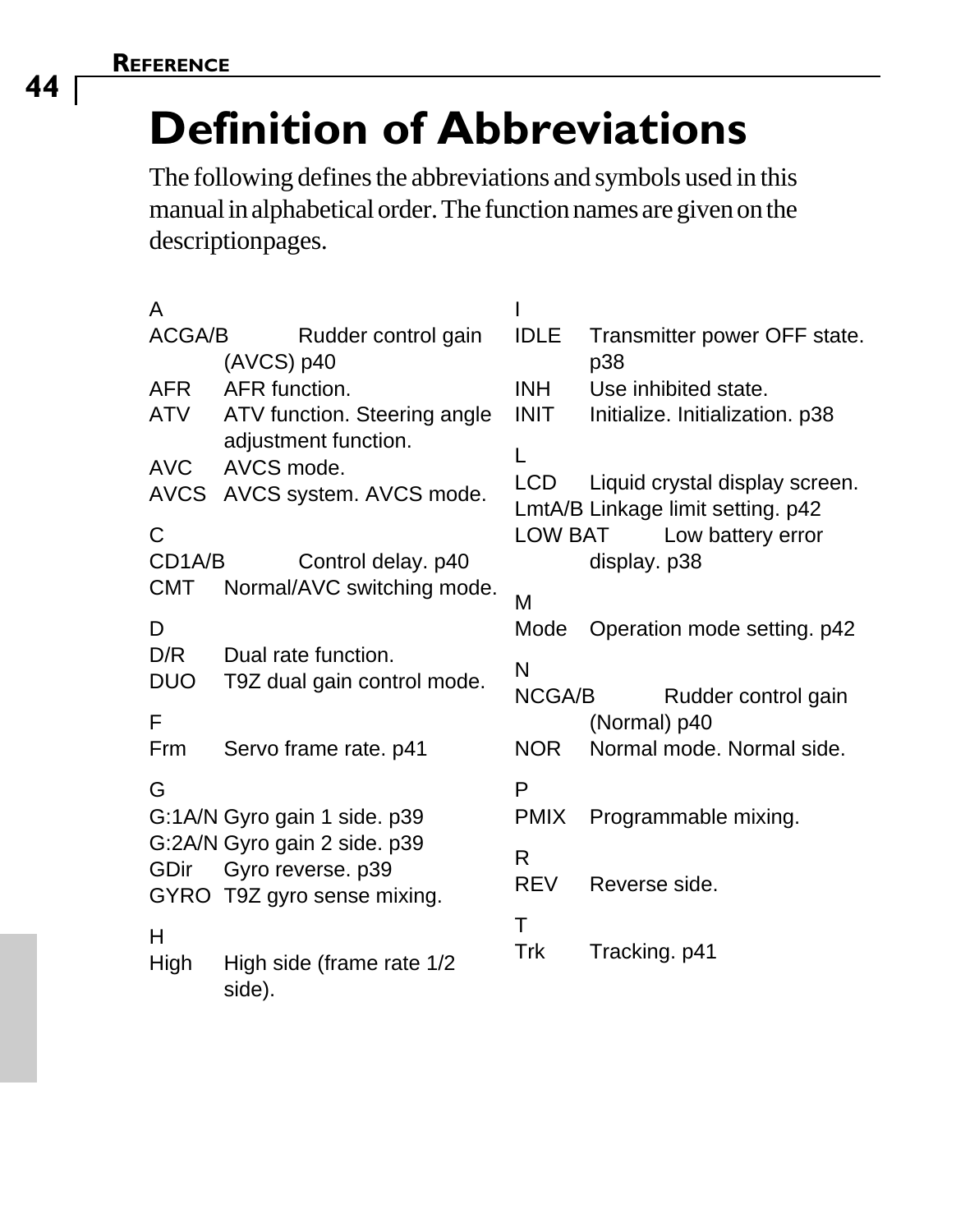# Definition of Abbreviations

The following defines the abbreviations and symbols used in this manual in alphabetical order. The function names are given on the descriptionpages.

A

ACGA/B Rudder control gain (AVCS) p40
AFR AFR function.
ATV ATV function. Steering angle adjustment function.
AVC AVCS mode.
AVCS AVCS system. AVCS mode.

C

CD1A/B Control delay. p40
CMT Normal/AVC switching mode.

D

D/R Dual rate function.
DUO T9Z dual gain control mode.

F

Frm Servo frame rate. p41

G

G:1A/N Gyro gain 1 side. p39
G:2A/N Gyro gain 2 side. p39
GDir Gyro reverse. p39
GYRO T9Z gyro sense mixing.

H

High High side (frame rate 1/2 side).

I

IDLE Transmitter power OFF state. p38
INH Use inhibited state.
INIT Initialize. Initialization. p38

L

LCD Liquid crystal display screen.
LmtA/B Linkage limit setting. p42
LOW BAT Low battery error display. p38

M

Mode Operation mode setting. p42

N

NCGA/B Rudder control gain (Normal) p40
NOR Normal mode. Normal side.

P

PMIX Programmable mixing.

R

REV Reverse side.

T

Trk Tracking. p41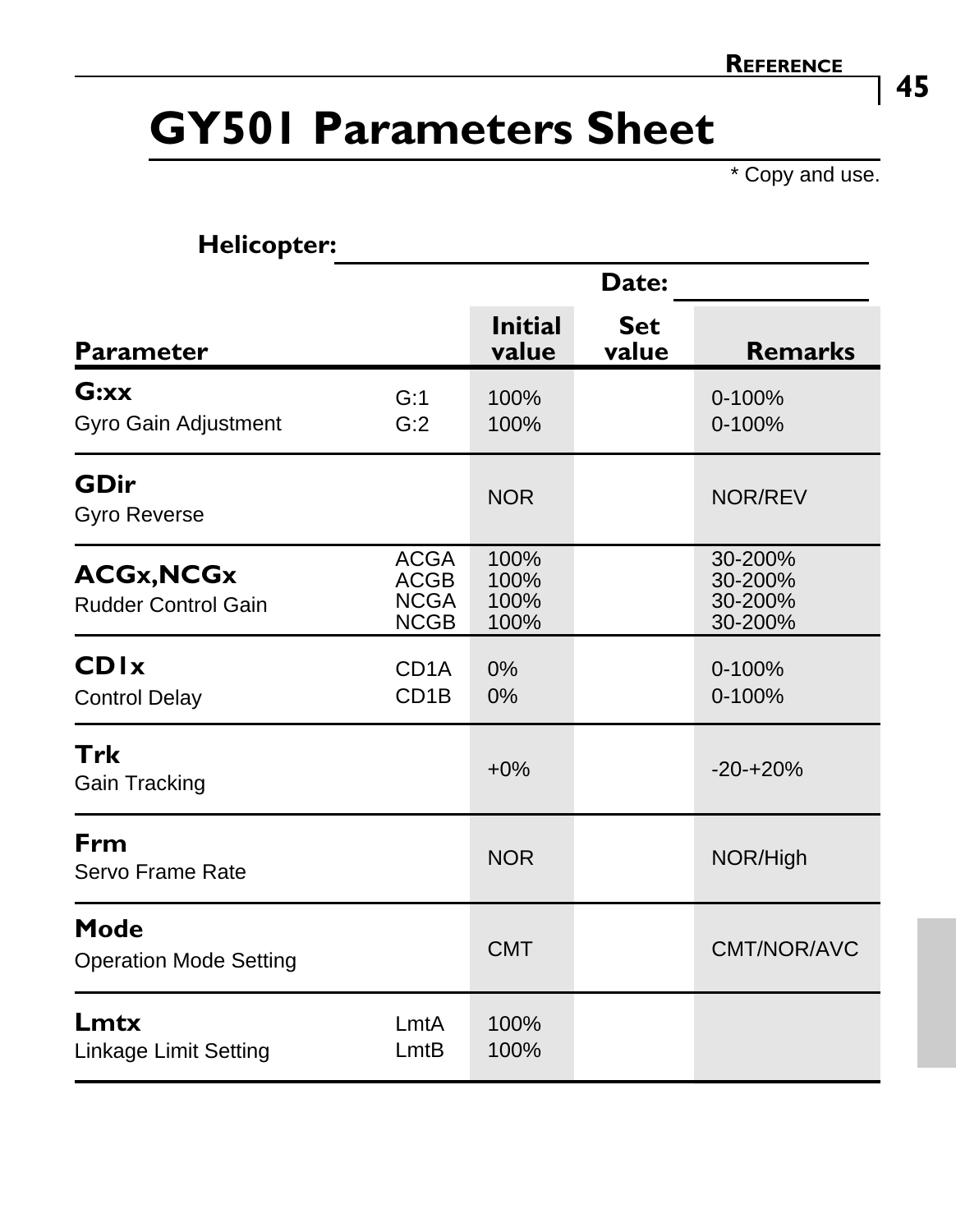# GY501 Parameters Sheet

\* Copy and use.

**Helicopter:** ____________________

**Date:** ____________

| Parameter | | Initial value | Set value | Remarks |
|---|---|---|---|---|
| **G:xx**<br>Gyro Gain Adjustment | G:1<br>G:2 | 100%<br>100% | | 0-100%<br>0-100% |
| **GDir**<br>Gyro Reverse | | NOR | | NOR/REV |
| **ACGx,NCGx**<br>Rudder Control Gain | ACGA<br>ACGB<br>NCGA<br>NCGB | 100%<br>100%<br>100%<br>100% | | 30-200%<br>30-200%<br>30-200%<br>30-200% |
| **CD1x**<br>Control Delay | CD1A<br>CD1B | 0%<br>0% | | 0-100%<br>0-100% |
| **Trk**<br>Gain Tracking | | +0% | | -20-+20% |
| **Frm**<br>Servo Frame Rate | | NOR | | NOR/High |
| **Mode**<br>Operation Mode Setting | | CMT | | CMT/NOR/AVC |
| **Lmtx**<br>Linkage Limit Setting | LmtA<br>LmtB | 100%<br>100% | | |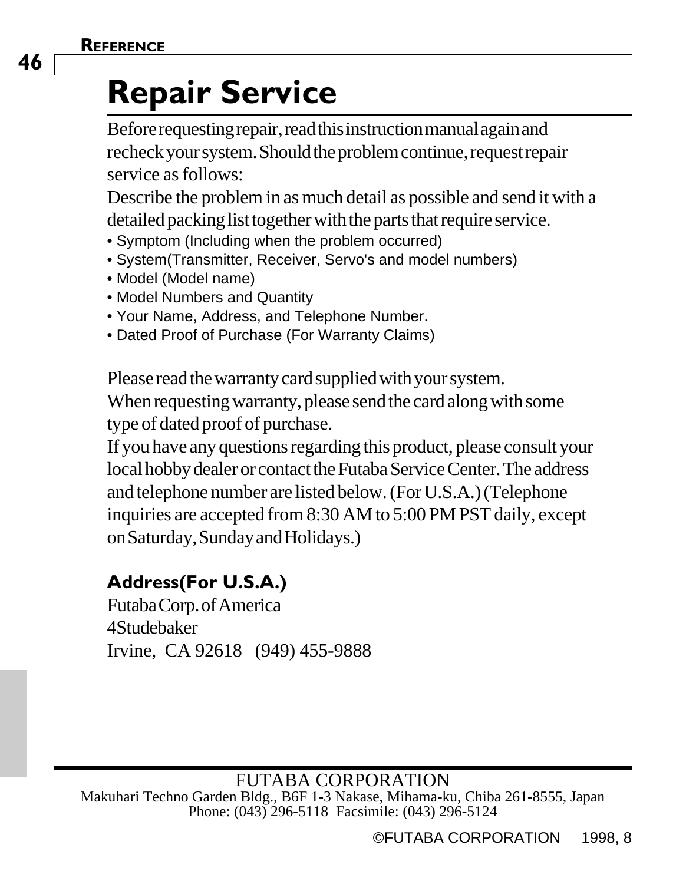# Repair Service

Before requesting repair, read this instruction manual again and recheck your system. Should the problem continue, request repair service as follows:

Describe the problem in as much detail as possible and send it with a detailed packing list together with the parts that require service.

- Symptom (Including when the problem occurred)
- System(Transmitter, Receiver, Servo's and model numbers)
- Model (Model name)
- Model Numbers and Quantity
- Your Name, Address, and Telephone Number.
- Dated Proof of Purchase (For Warranty Claims)

Please read the warranty card supplied with your system.
When requesting warranty, please send the card along with some type of dated proof of purchase.
If you have any questions regarding this product, please consult your local hobby dealer or contact the Futaba Service Center. The address and telephone number are listed below. (For U.S.A.) (Telephone inquiries are accepted from 8:30 AM to 5:00 PM PST daily, except on Saturday, Sunday and Holidays.)

### Address(For U.S.A.)

Futaba Corp. of America
4Studebaker
Irvine, CA 92618 (949) 455-9888

FUTABA CORPORATION
Makuhari Techno Garden Bldg., B6F 1-3 Nakase, Mihama-ku, Chiba 261-8555, Japan
Phone: (043) 296-5118 Facsimile: (043) 296-5124

©FUTABA CORPORATION 1998, 8